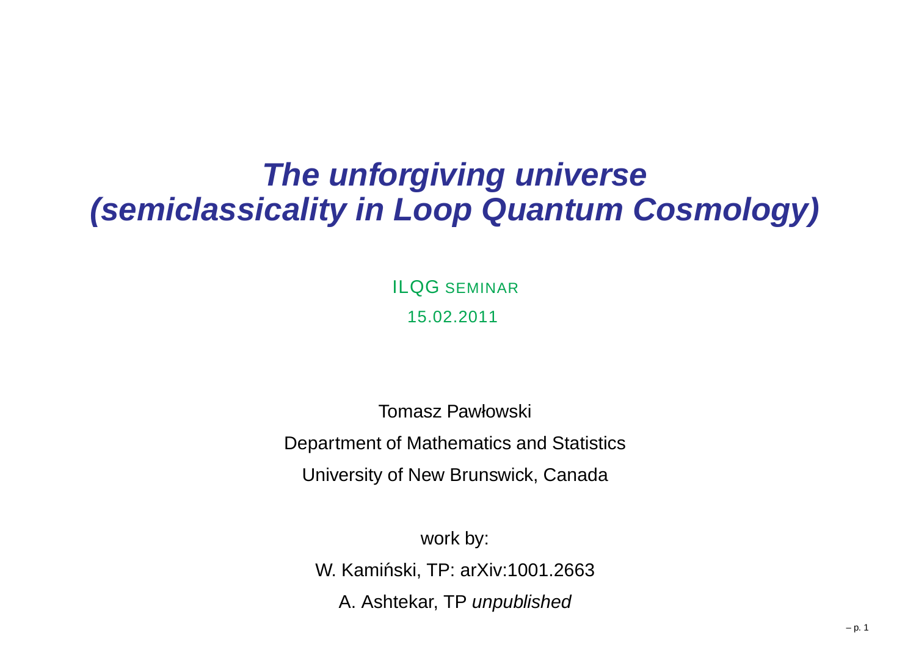# *The unforgiving universe (semiclassicality in Loop Quantum Cosmology)*

ILQG SEMINAR

15.02.2011

Tomasz Pawłowski

Department of Mathematics and Statistics

University of New Brunswick, Canada

work by:

W. Kamiński, TP: arXiv:1001.2663

A. Ashtekar, TP *unpublished*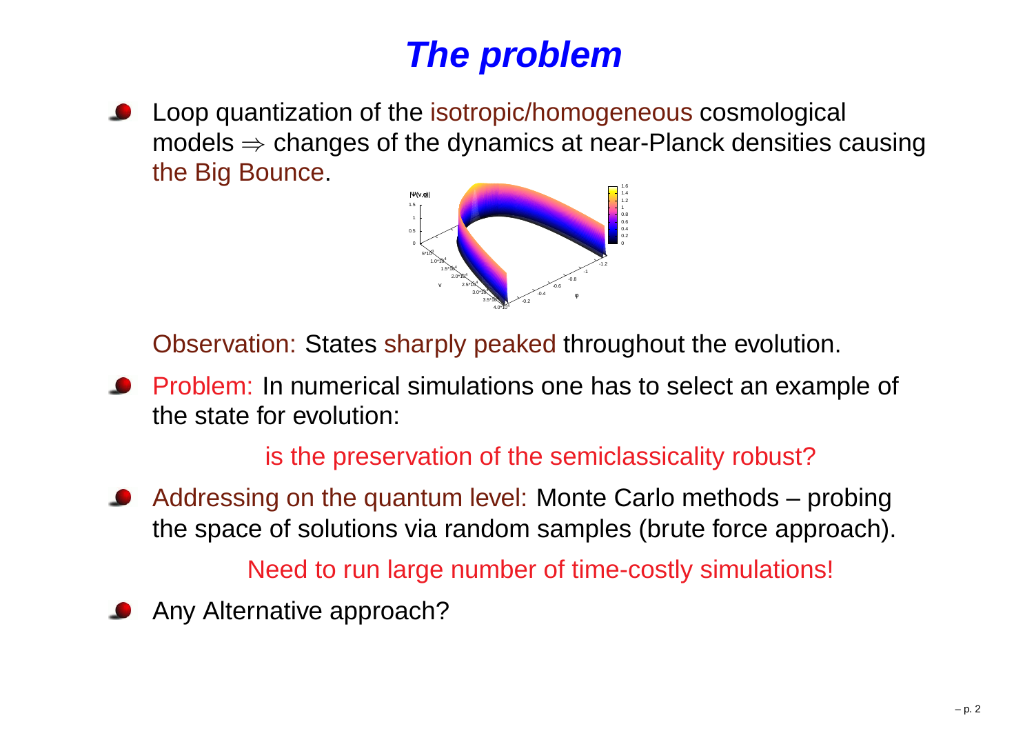# The problem

- Loop quantization of the isotropic/homogeneous cosmological models $\Rightarrow$ changes of the dynamics at near-Planck densities causing the Big Bounce.

  Observation: States sharply peaked throughout the evolution.

- Problem: In numerical simulations one has to select an example of the state for evolution:

  is the preservation of the semiclassicality robust?

- Addressing on the quantum level: Monte Carlo methods – probing the space of solutions via random samples (brute force approach).

  Need to run large number of time-costly simulations!

- Any Alternative approach?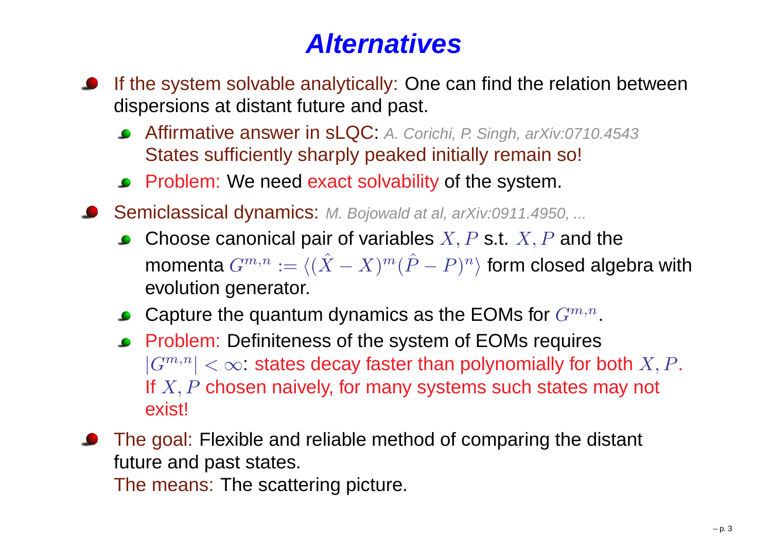# Alternatives

- If the system solvable analytically: One can find the relation between dispersions at distant future and past.
  - Affirmative answer in sLQC: *A. Corichi, P. Singh, arXiv:0710.4543*
    States sufficiently sharply peaked initially remain so!
  - Problem: We need exact solvability of the system.
- Semiclassical dynamics: *M. Bojowald at al, arXiv:0911.4950, ...*
  - Choose canonical pair of variables $X, P$ s.t. $X, P$ and the momenta $G^{m,n} := \langle (\hat{X} - X)^m (\hat{P} - P)^n \rangle$ form closed algebra with evolution generator.
  - Capture the quantum dynamics as the EOMs for $G^{m,n}$.
  - Problem: Definiteness of the system of EOMs requires $|G^{m,n}| < \infty$: states decay faster than polynomially for both $X, P$.
    If $X, P$ chosen naively, for many systems such states may not exist!
- The goal: Flexible and reliable method of comparing the distant future and past states.
  The means: The scattering picture.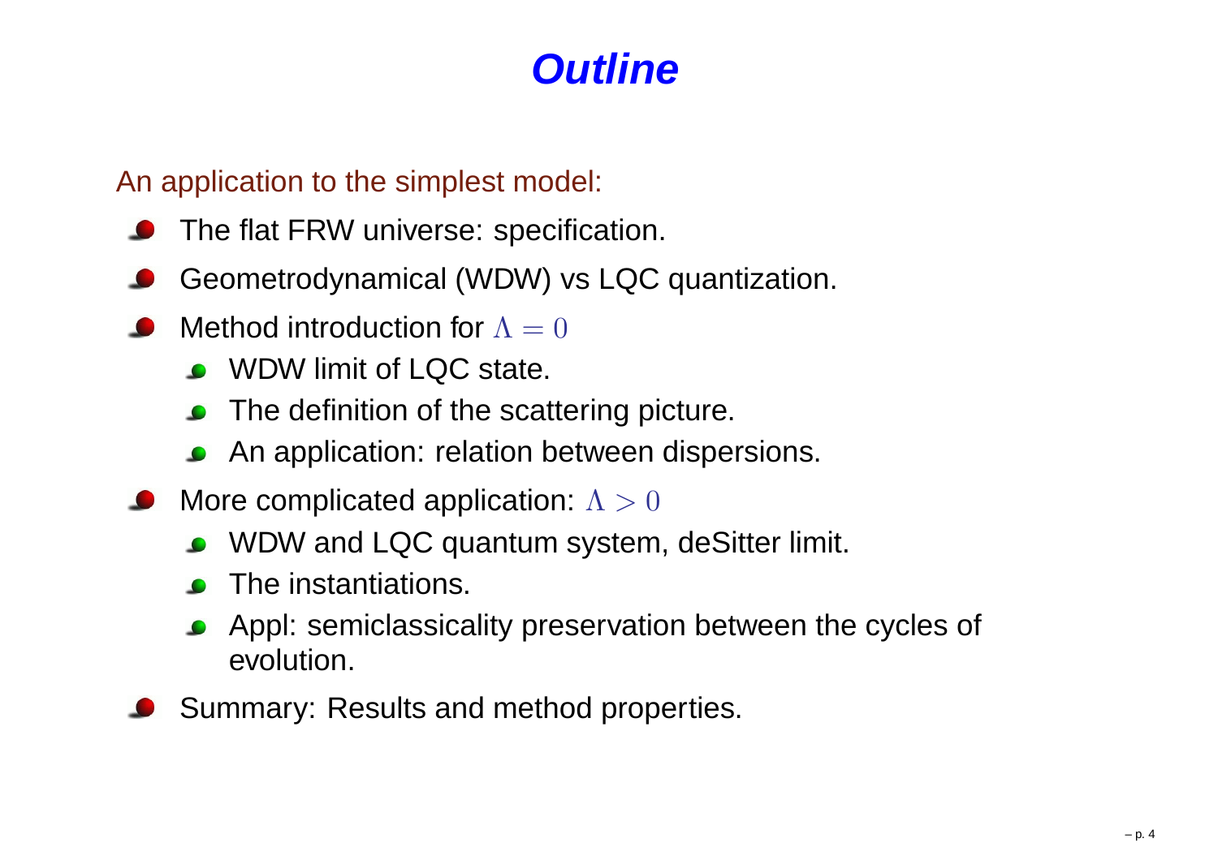# *Outline*

An application to the simplest model:

- The flat FRW universe: specification.
- Geometrodynamical (WDW) vs LQC quantization.
- Method introduction for $\Lambda = 0$
  - WDW limit of LQC state.
  - The definition of the scattering picture.
  - An application: relation between dispersions.
- More complicated application: $\Lambda > 0$
  - WDW and LQC quantum system, deSitter limit.
  - The instantiations.
  - Appl: semiclassicality preservation between the cycles of evolution.
- Summary: Results and method properties.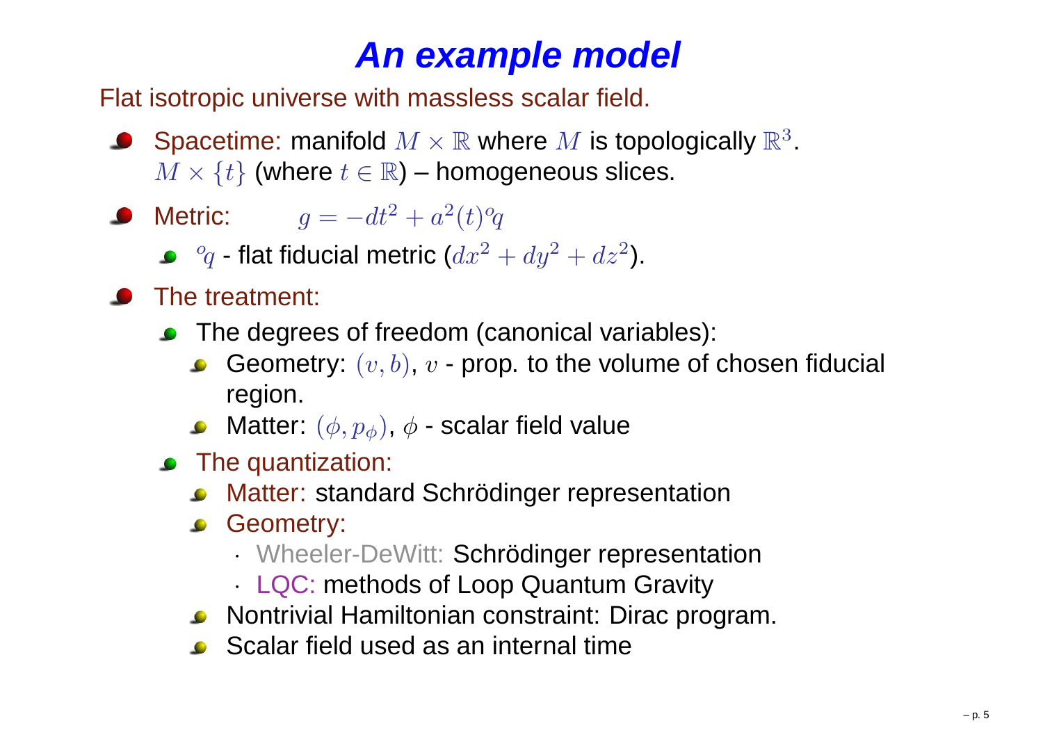# An example model

Flat isotropic universe with massless scalar field.

- Spacetime: manifold $M \times \mathbb{R}$ where $M$ is topologically $\mathbb{R}^3$. $M \times \{t\}$ (where $t \in \mathbb{R}$) – homogeneous slices.
- Metric: $g = -dt^2 + a^2(t)^o q$
  - ${}^o q$ - flat fiducial metric ($dx^2 + dy^2 + dz^2$).
- The treatment:
  - The degrees of freedom (canonical variables):
    - Geometry: $(v, b)$, $v$ - prop. to the volume of chosen fiducial region.
    - Matter: $(\phi, p_\phi)$, $\phi$ - scalar field value
  - The quantization:
    - Matter: standard Schrödinger representation
    - Geometry:
      - Wheeler-DeWitt: Schrödinger representation
      - LQC: methods of Loop Quantum Gravity
    - Nontrivial Hamiltonian constraint: Dirac program.
    - Scalar field used as an internal time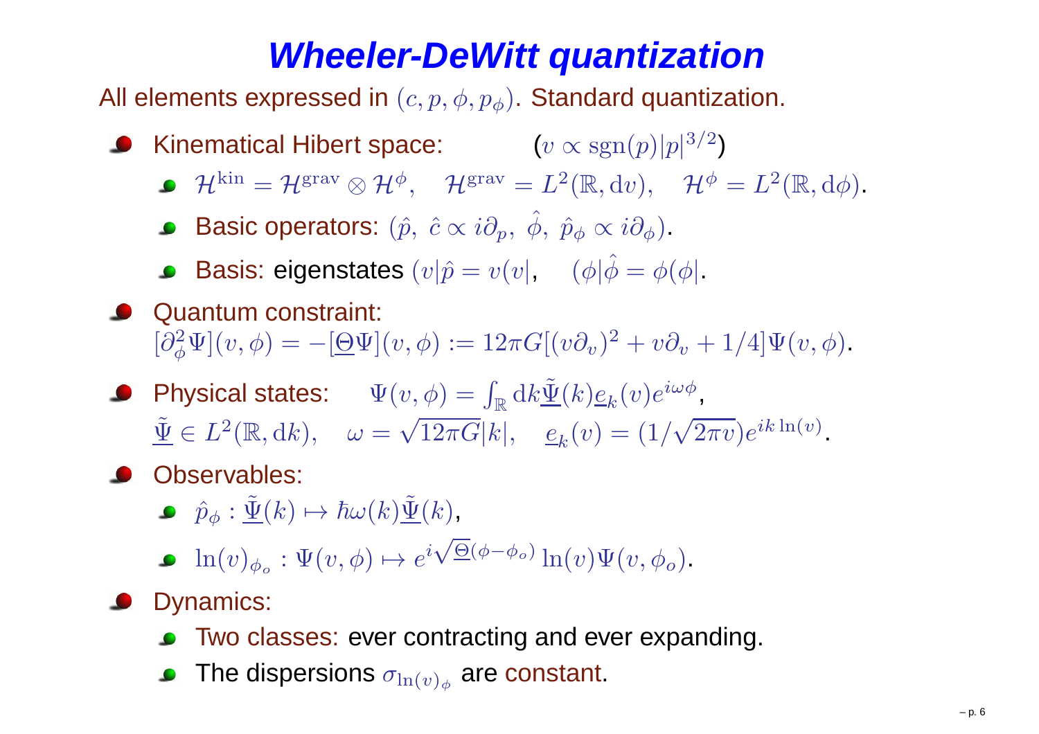# Wheeler-DeWitt quantization

All elements expressed in $(c, p, \phi, p_\phi)$. Standard quantization.

- Kinematical Hibert space: $\quad$ ($v \propto \mathrm{sgn}(p)|p|^{3/2}$)
  - $\mathcal{H}^{\rm kin} = \mathcal{H}^{\rm grav} \otimes \mathcal{H}^{\phi}, \quad \mathcal{H}^{\rm grav} = L^2(\mathbb{R}, \mathrm{d}v), \quad \mathcal{H}^{\phi} = L^2(\mathbb{R}, \mathrm{d}\phi)$.
  - Basic operators: $(\hat{p},\ \hat{c} \propto i\partial_p,\ \hat{\phi},\ \hat{p}_\phi \propto i\partial_\phi)$.
  - Basis: eigenstates $(v|\hat{p} = v(v|, \quad (\phi|\hat{\phi} = \phi(\phi|$.
- Quantum constraint:
  $[\partial_\phi^2 \Psi](v, \phi) = -[\underline{\Theta}\Psi](v, \phi) := 12\pi G[(v\partial_v)^2 + v\partial_v + 1/4]\Psi(v, \phi)$.
- Physical states: $\quad \Psi(v, \phi) = \int_{\mathbb{R}} \mathrm{d}k \underline{\tilde{\Psi}}(k) \underline{e}_k(v) e^{i\omega\phi}$,
  $\underline{\tilde{\Psi}} \in L^2(\mathbb{R}, \mathrm{d}k), \quad \omega = \sqrt{12\pi G}|k|, \quad \underline{e}_k(v) = (1/\sqrt{2\pi v})e^{ik\ln(v)}$.
- Observables:
  - $\hat{p}_\phi : \underline{\tilde{\Psi}}(k) \mapsto \hbar\omega(k)\underline{\tilde{\Psi}}(k)$,
  - $\ln(v)_{\phi_o} : \Psi(v, \phi) \mapsto e^{i\sqrt{\underline{\Theta}}(\phi - \phi_o)} \ln(v) \Psi(v, \phi_o)$.
- Dynamics:
  - Two classes: ever contracting and ever expanding.
  - The dispersions $\sigma_{\ln(v)_\phi}$ are constant.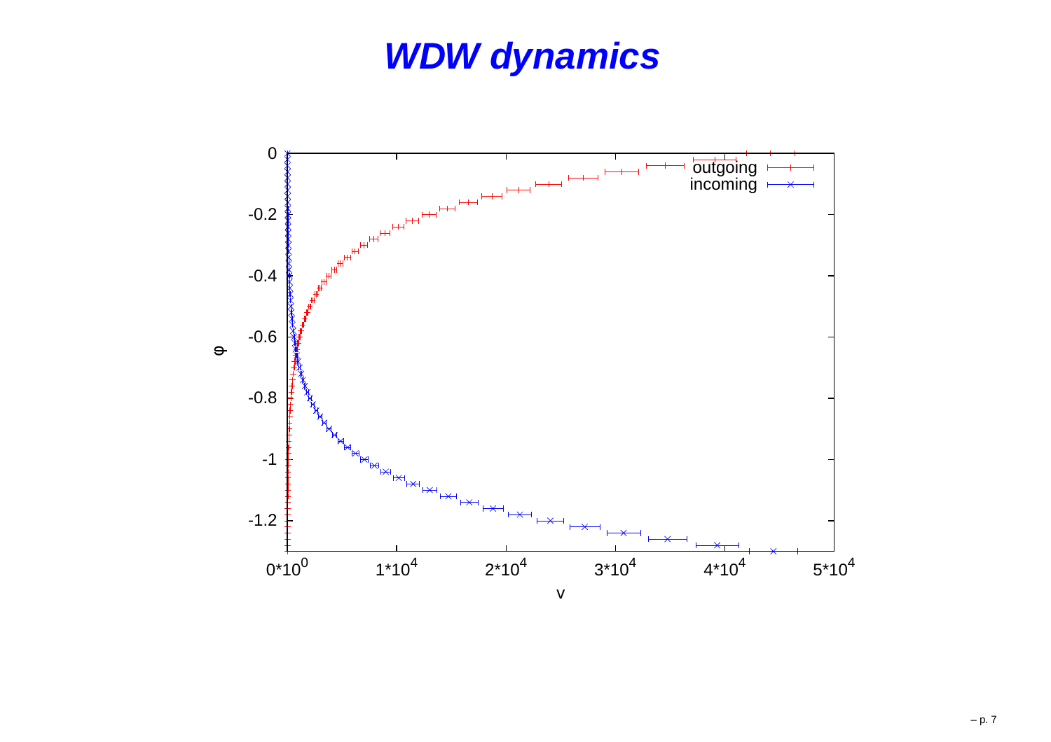# WDW dynamics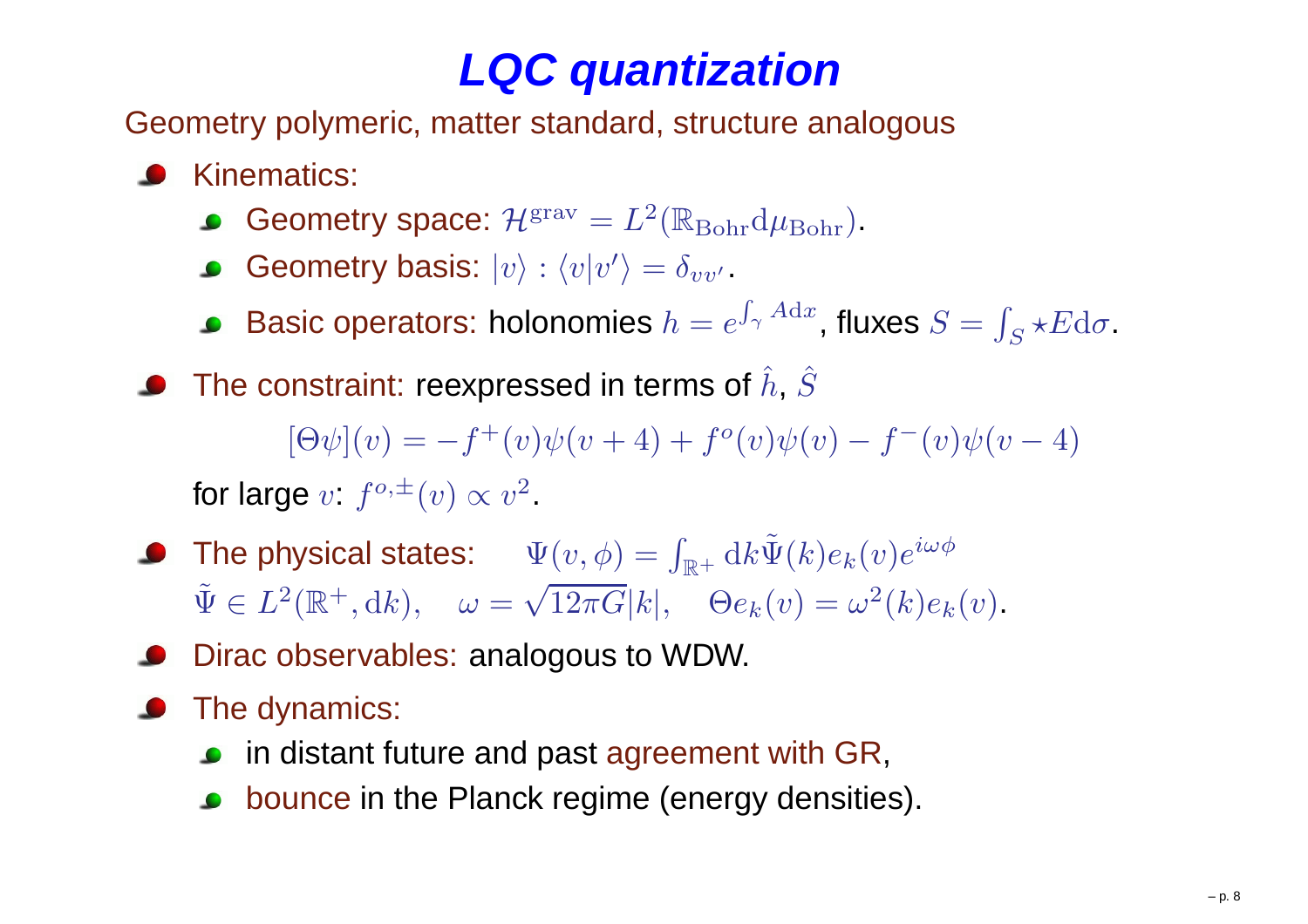# LQC quantization

Geometry polymeric, matter standard, structure analogous

- Kinematics:
  - Geometry space: $\mathcal{H}^{\mathrm{grav}} = L^2(\mathbb{R}_{\mathrm{Bohr}} \mathrm{d}\mu_{\mathrm{Bohr}})$.
  - Geometry basis: $|v\rangle : \langle v|v'\rangle = \delta_{vv'}$.
  - Basic operators: holonomies $h = e^{\int_\gamma A \mathrm{d}x}$, fluxes $S = \int_S \star E \mathrm{d}\sigma$.
- The constraint: reexpressed in terms of $\hat{h}$, $\hat{S}$

$$[\Theta\psi](v) = -f^{+}(v)\psi(v+4) + f^{o}(v)\psi(v) - f^{-}(v)\psi(v-4)$$

  for large $v$: $f^{o,\pm}(v) \propto v^2$.
- The physical states: $\Psi(v,\phi) = \int_{\mathbb{R}^+} \mathrm{d}k \tilde{\Psi}(k) e_k(v) e^{i\omega\phi}$
  $\tilde{\Psi} \in L^2(\mathbb{R}^+, \mathrm{d}k), \quad \omega = \sqrt{12\pi G}|k|, \quad \Theta e_k(v) = \omega^2(k) e_k(v)$.
- Dirac observables: analogous to WDW.
- The dynamics:
  - in distant future and past agreement with GR,
  - bounce in the Planck regime (energy densities).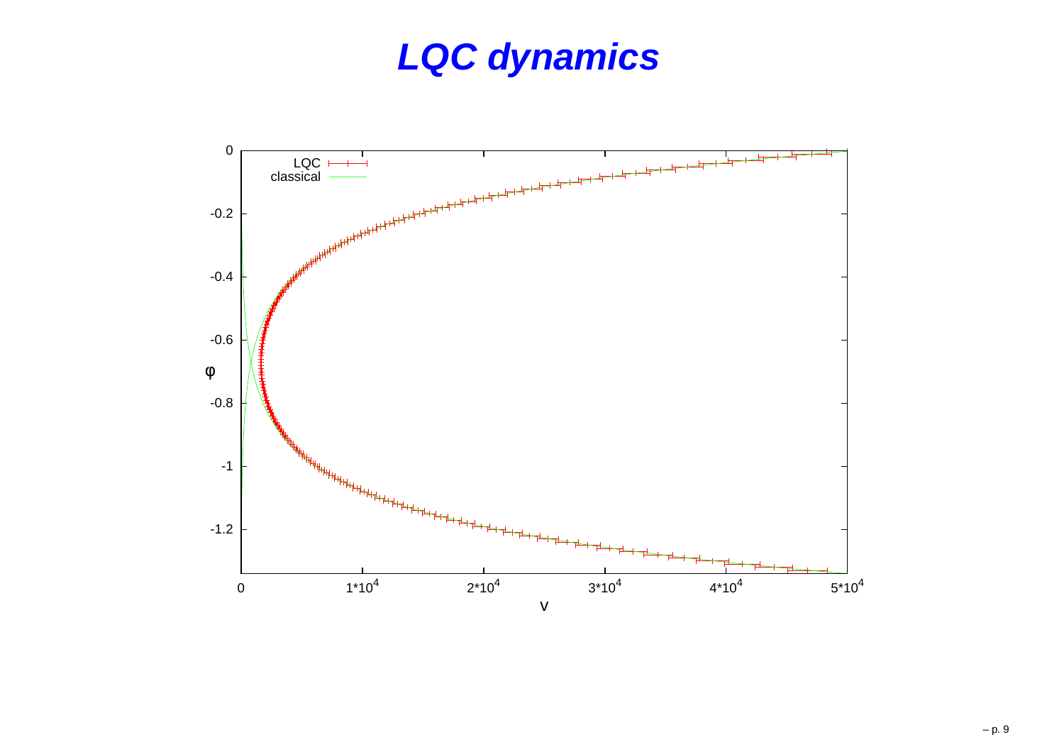# *LQC dynamics*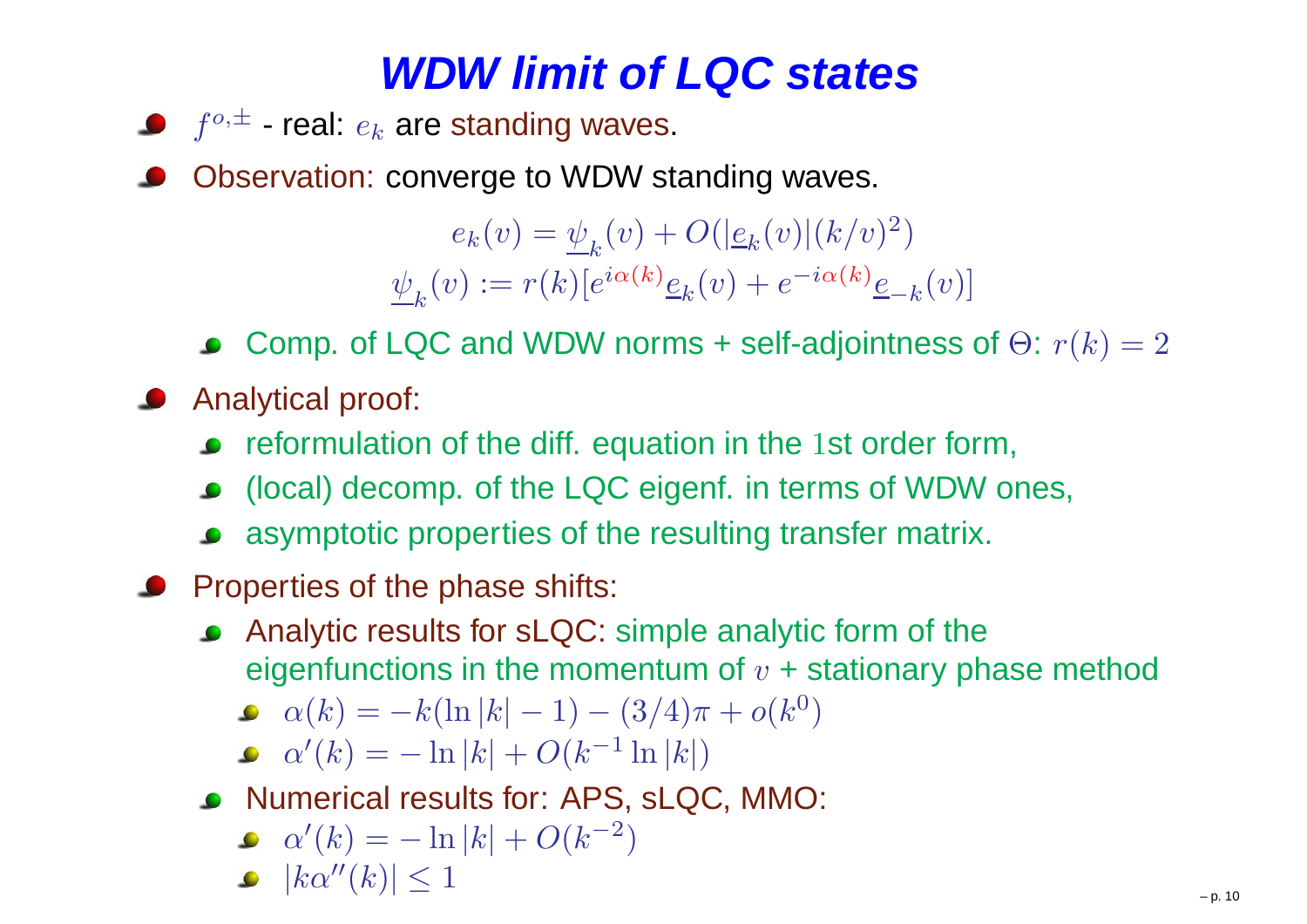# WDW limit of LQC states

- $f^{o,\pm}$ - real: $e_k$ are standing waves.
- Observation: converge to WDW standing waves.

$$e_k(v) = \underline{\psi}_k(v) + O(|\underline{e}_k(v)|(k/v)^2)$$
$$\underline{\psi}_k(v) := r(k)[e^{i\alpha(k)}\underline{e}_k(v) + e^{-i\alpha(k)}\underline{e}_{-k}(v)]$$

  - Comp. of LQC and WDW norms + self-adjointness of $\Theta$: $r(k) = 2$
- Analytical proof:
  - reformulation of the diff. equation in the 1st order form,
  - (local) decomp. of the LQC eigenf. in terms of WDW ones,
  - asymptotic properties of the resulting transfer matrix.
- Properties of the phase shifts:
  - Analytic results for sLQC: simple analytic form of the eigenfunctions in the momentum of $v$ + stationary phase method
    - $\alpha(k) = -k(\ln|k| - 1) - (3/4)\pi + o(k^0)$
    - $\alpha'(k) = -\ln|k| + O(k^{-1}\ln|k|)$
  - Numerical results for: APS, sLQC, MMO:
    - $\alpha'(k) = -\ln|k| + O(k^{-2})$
    - $|k\alpha''(k)| \leq 1$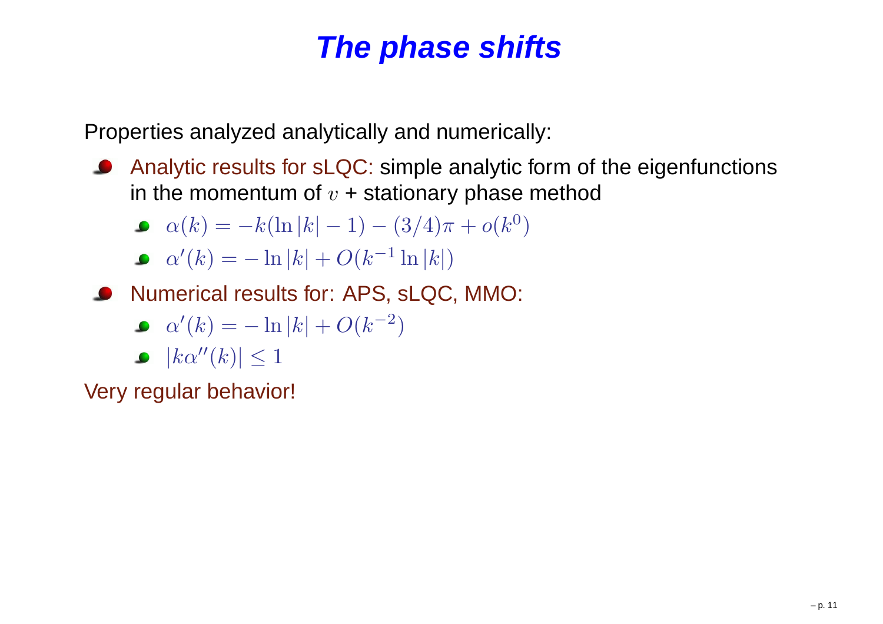# The phase shifts

Properties analyzed analytically and numerically:

- Analytic results for sLQC: simple analytic form of the eigenfunctions in the momentum of $v$ + stationary phase method
  - $\alpha(k) = -k(\ln|k| - 1) - (3/4)\pi + o(k^0)$
  - $\alpha'(k) = -\ln|k| + O(k^{-1}\ln|k|)$
- Numerical results for: APS, sLQC, MMO:
  - $\alpha'(k) = -\ln|k| + O(k^{-2})$
  - $|k\alpha''(k)| \leq 1$

Very regular behavior!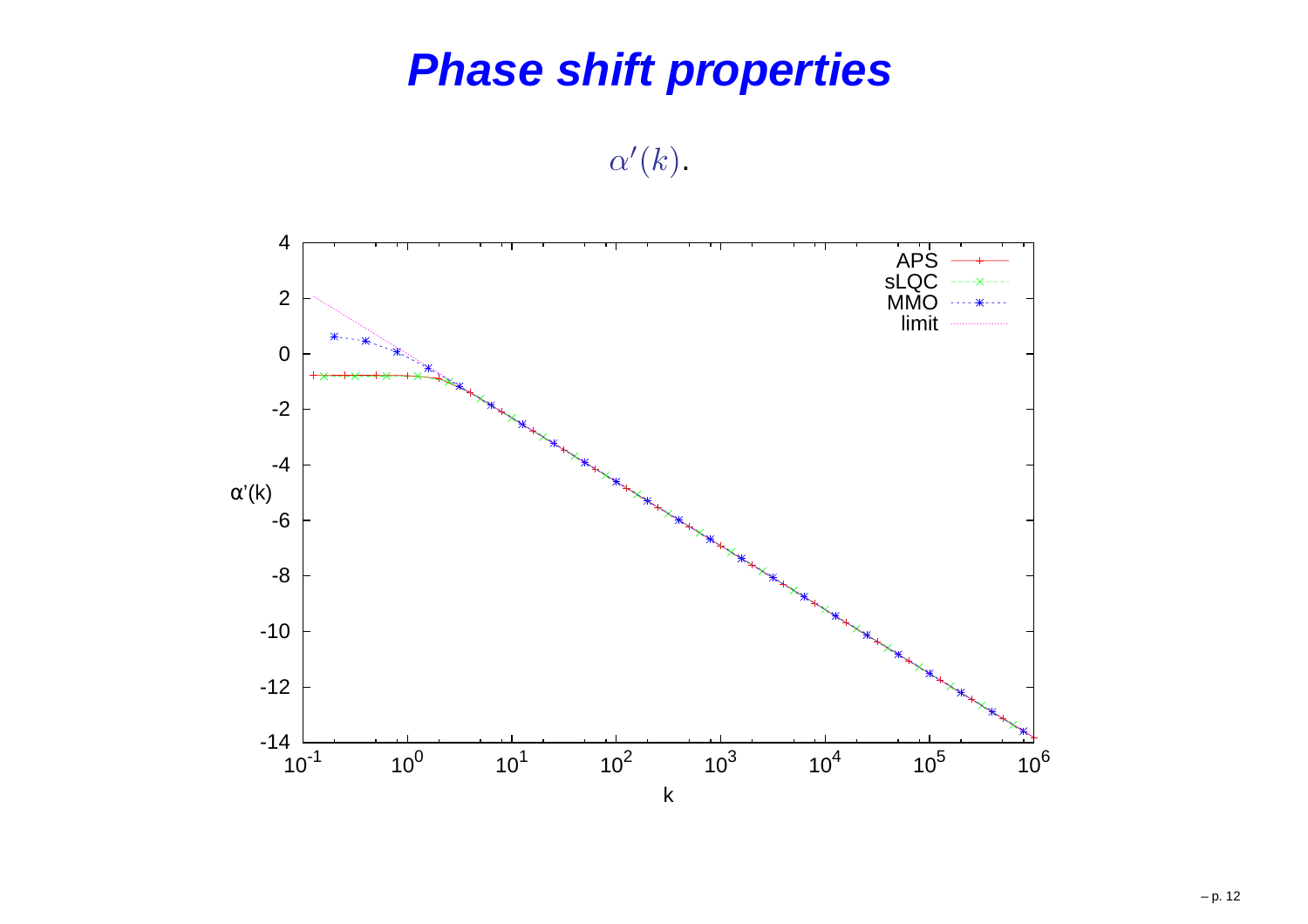# *Phase shift properties*

$\alpha'(k)$.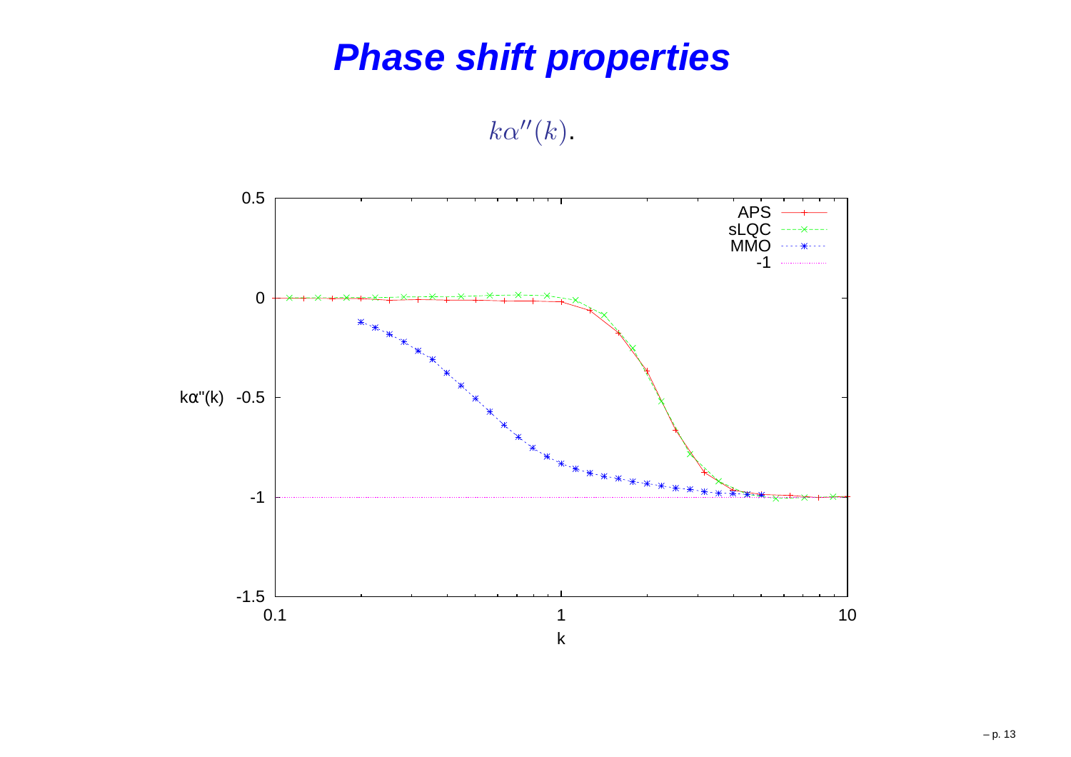# Phase shift properties

$k\alpha''(k)$.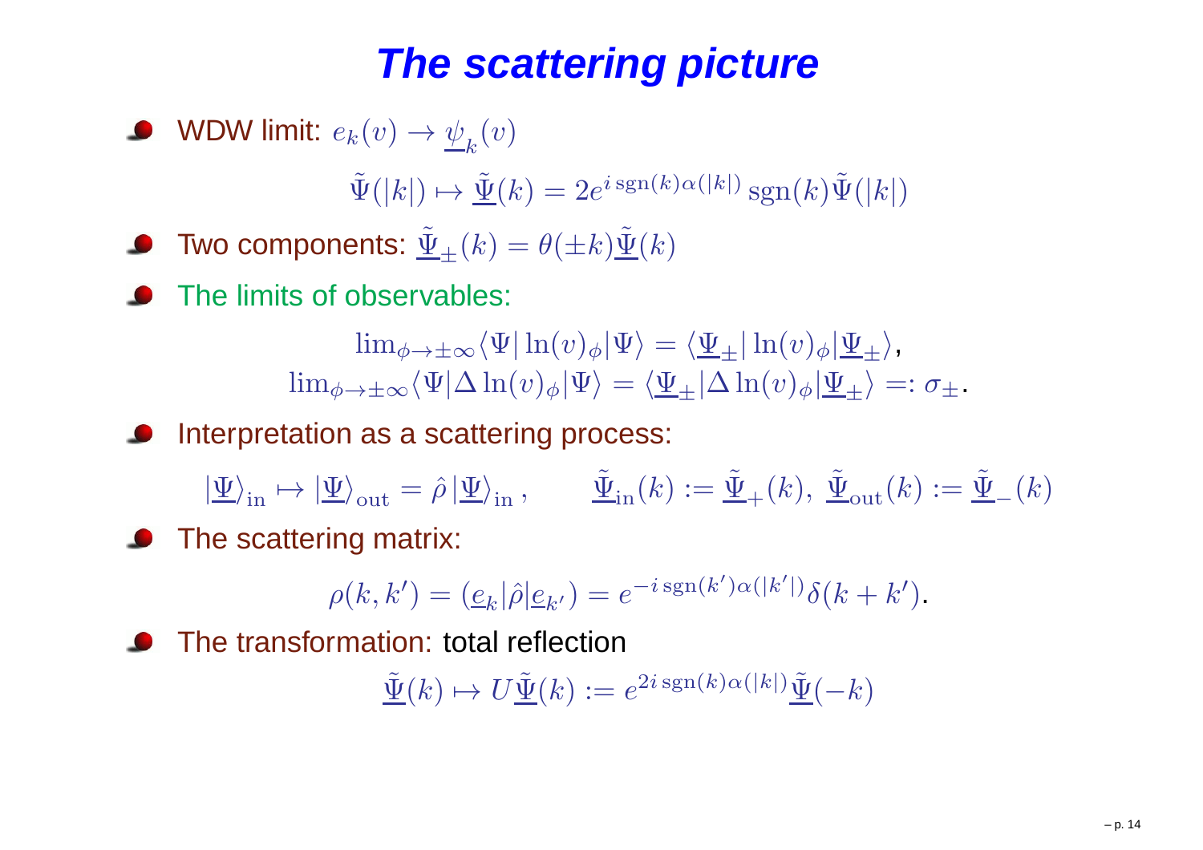# The scattering picture

- WDW limit: $e_k(v) \to \underline{\psi}_k(v)$

$$\tilde{\Psi}(|k|) \mapsto \underline{\tilde{\Psi}}(k) = 2e^{i\,\mathrm{sgn}(k)\alpha(|k|)}\,\mathrm{sgn}(k)\tilde{\Psi}(|k|)$$

- Two components: $\underline{\tilde{\Psi}}_{\pm}(k) = \theta(\pm k)\underline{\tilde{\Psi}}(k)$
- The limits of observables:

$$\lim_{\phi\to\pm\infty}\langle\Psi|\ln(v)_{\phi}|\Psi\rangle = \langle\underline{\Psi}_{\pm}|\ln(v)_{\phi}|\underline{\Psi}_{\pm}\rangle,$$
$$\lim_{\phi\to\pm\infty}\langle\Psi|\Delta\ln(v)_{\phi}|\Psi\rangle = \langle\underline{\Psi}_{\pm}|\Delta\ln(v)_{\phi}|\underline{\Psi}_{\pm}\rangle =: \sigma_{\pm}.$$

- Interpretation as a scattering process:

$$|\underline{\Psi}\rangle_{\mathrm{in}} \mapsto |\underline{\Psi}\rangle_{\mathrm{out}} = \hat{\rho}\,|\underline{\Psi}\rangle_{\mathrm{in}}\,, \qquad \underline{\tilde{\Psi}}_{\mathrm{in}}(k) := \underline{\tilde{\Psi}}_{+}(k),\ \underline{\tilde{\Psi}}_{\mathrm{out}}(k) := \underline{\tilde{\Psi}}_{-}(k)$$

- The scattering matrix:

$$\rho(k,k') = (\underline{e}_k|\hat{\rho}|\underline{e}_{k'}) = e^{-i\,\mathrm{sgn}(k')\alpha(|k'|)}\delta(k+k').$$

- The transformation: total reflection

$$\underline{\tilde{\Psi}}(k) \mapsto U\underline{\tilde{\Psi}}(k) := e^{2i\,\mathrm{sgn}(k)\alpha(|k|)}\underline{\tilde{\Psi}}(-k)$$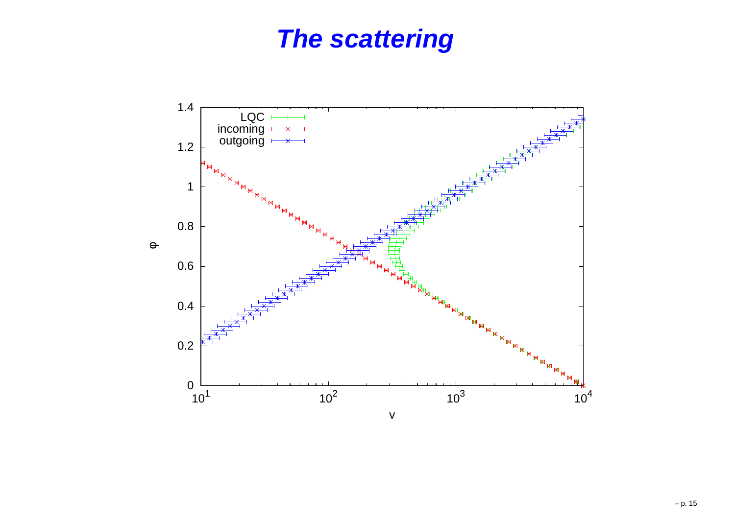# The scattering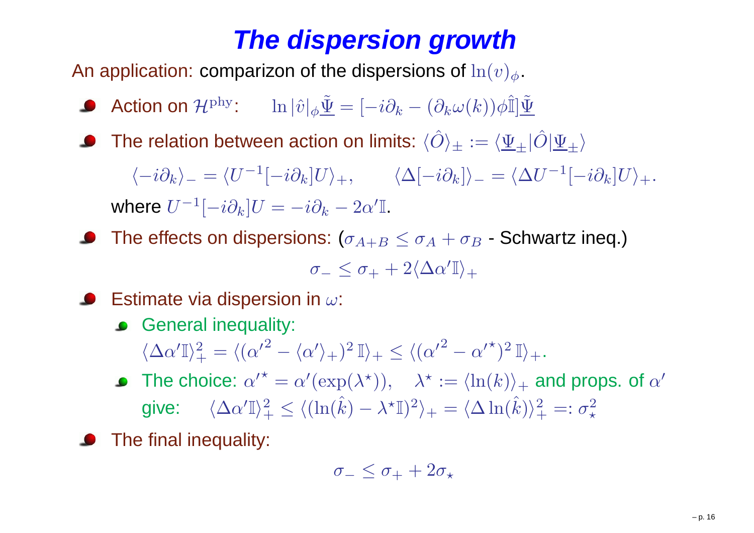# The dispersion growth

An application: comparizon of the dispersions of $\ln(v)_\phi$.

- Action on $\mathcal{H}^{\rm phy}$: $\quad \ln|\hat{v}|_\phi \underline{\tilde{\Psi}} = [-i\partial_k - (\partial_k\omega(k))\phi\hat{\mathbb{I}}]\underline{\tilde{\Psi}}$
- The relation between action on limits: $\langle \hat{O}\rangle_\pm := \langle \underline{\Psi}_\pm | \hat{O} | \underline{\Psi}_\pm \rangle$

  $$\langle -i\partial_k \rangle_- = \langle U^{-1}[-i\partial_k]U\rangle_+, \qquad \langle \Delta[-i\partial_k]\rangle_- = \langle \Delta U^{-1}[-i\partial_k]U\rangle_+.$$

  where $U^{-1}[-i\partial_k]U = -i\partial_k - 2\alpha'\mathbb{I}$.
- The effects on dispersions: ($\sigma_{A+B} \leq \sigma_A + \sigma_B$ - Schwartz ineq.)

  $$\sigma_- \leq \sigma_+ + 2\langle \Delta\alpha'\mathbb{I}\rangle_+$$

- Estimate via dispersion in $\omega$:
  - General inequality:
    $\langle \Delta\alpha'\mathbb{I}\rangle_+^2 = \langle ({\alpha'}^2 - \langle\alpha'\rangle_+)^2\,\mathbb{I}\rangle_+ \leq \langle ({\alpha'}^2 - {\alpha'}^\star)^2\,\mathbb{I}\rangle_+$.
  - The choice: ${\alpha'}^\star = \alpha'(\exp(\lambda^\star)), \quad \lambda^\star := \langle \ln(k)\rangle_+$ and props. of $\alpha'$ give: $\quad \langle \Delta\alpha'\mathbb{I}\rangle_+^2 \leq \langle (\ln(\hat{k}) - \lambda^\star\mathbb{I})^2\rangle_+ = \langle \Delta\ln(\hat{k})\rangle_+^2 =: \sigma_\star^2$
- The final inequality:

  $$\sigma_- \leq \sigma_+ + 2\sigma_\star$$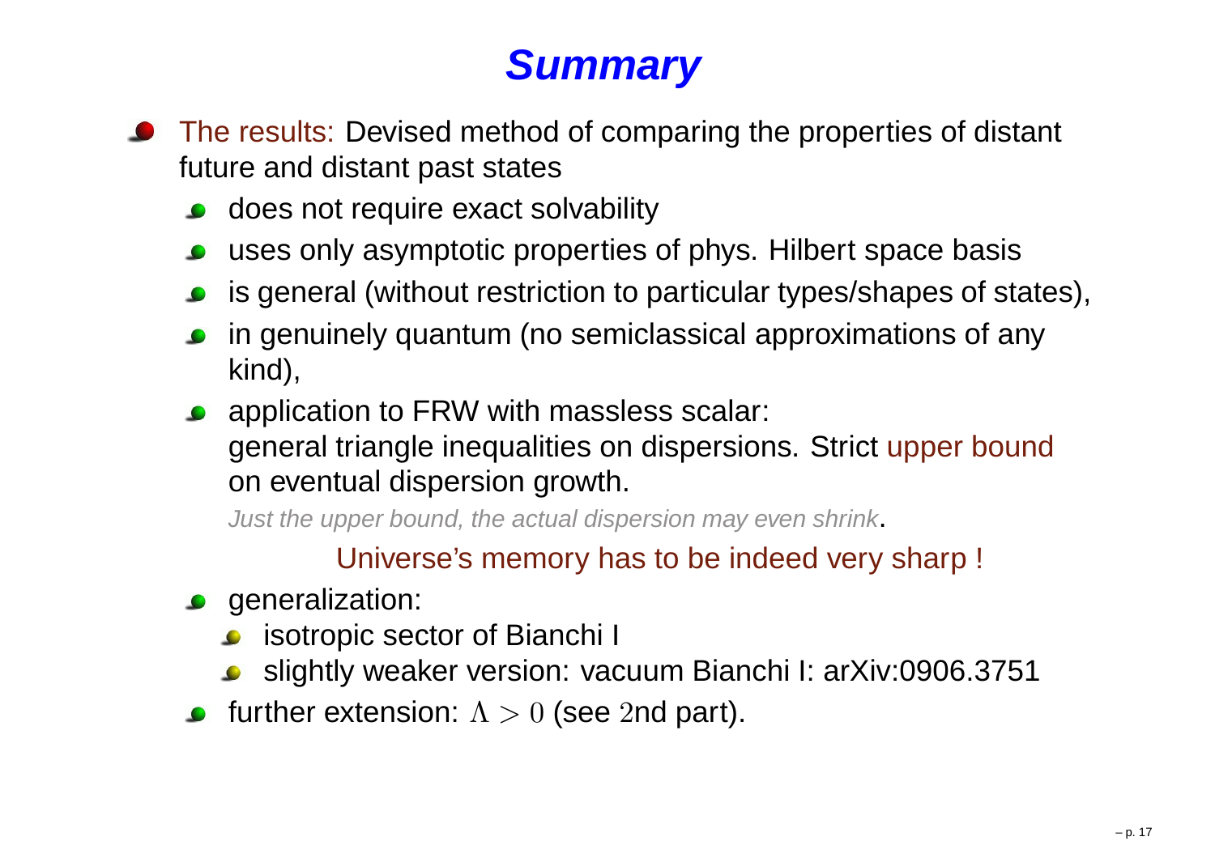# *Summary*

- The results: Devised method of comparing the properties of distant future and distant past states
  - does not require exact solvability
  - uses only asymptotic properties of phys. Hilbert space basis
  - is general (without restriction to particular types/shapes of states),
  - in genuinely quantum (no semiclassical approximations of any kind),
  - application to FRW with massless scalar:
    general triangle inequalities on dispersions. Strict upper bound on eventual dispersion growth.

    *Just the upper bound, the actual dispersion may even shrink*.

    Universe's memory has to be indeed very sharp !
  - generalization:
    - isotropic sector of Bianchi I
    - slightly weaker version: vacuum Bianchi I: arXiv:0906.3751
  - further extension: $\Lambda > 0$ (see $2$nd part).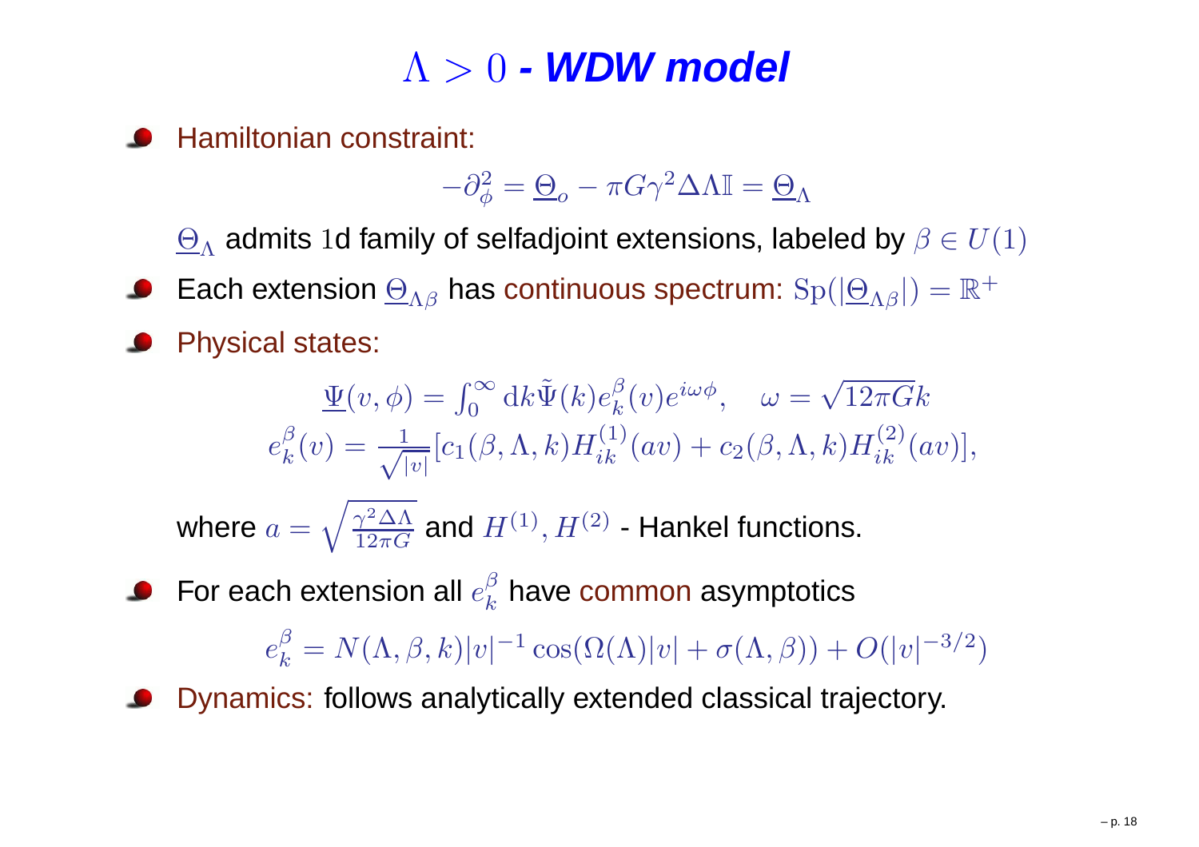# $\Lambda > 0$ - *WDW model*

- Hamiltonian constraint:

$$-\partial_\phi^2 = \underline{\Theta}_o - \pi G \gamma^2 \Delta \Lambda \mathbb{I} = \underline{\Theta}_\Lambda$$

  $\underline{\Theta}_\Lambda$ admits 1d family of selfadjoint extensions, labeled by $\beta \in U(1)$

- Each extension $\underline{\Theta}_{\Lambda\beta}$ has continuous spectrum: $\mathrm{Sp}(|\underline{\Theta}_{\Lambda\beta}|) = \mathbb{R}^+$

- Physical states:

$$\underline{\Psi}(v,\phi) = \int_0^\infty \mathrm{d}k \tilde{\Psi}(k) e_k^\beta(v) e^{i\omega\phi}, \quad \omega = \sqrt{12\pi G} k$$

$$e_k^\beta(v) = \frac{1}{\sqrt{|v|}} [c_1(\beta,\Lambda,k) H_{ik}^{(1)}(av) + c_2(\beta,\Lambda,k) H_{ik}^{(2)}(av)],$$

  where $a = \sqrt{\frac{\gamma^2 \Delta \Lambda}{12\pi G}}$ and $H^{(1)}, H^{(2)}$ - Hankel functions.

- For each extension all $e_k^\beta$ have common asymptotics

$$e_k^\beta = N(\Lambda,\beta,k)|v|^{-1} \cos(\Omega(\Lambda)|v| + \sigma(\Lambda,\beta)) + O(|v|^{-3/2})$$

- Dynamics: follows analytically extended classical trajectory.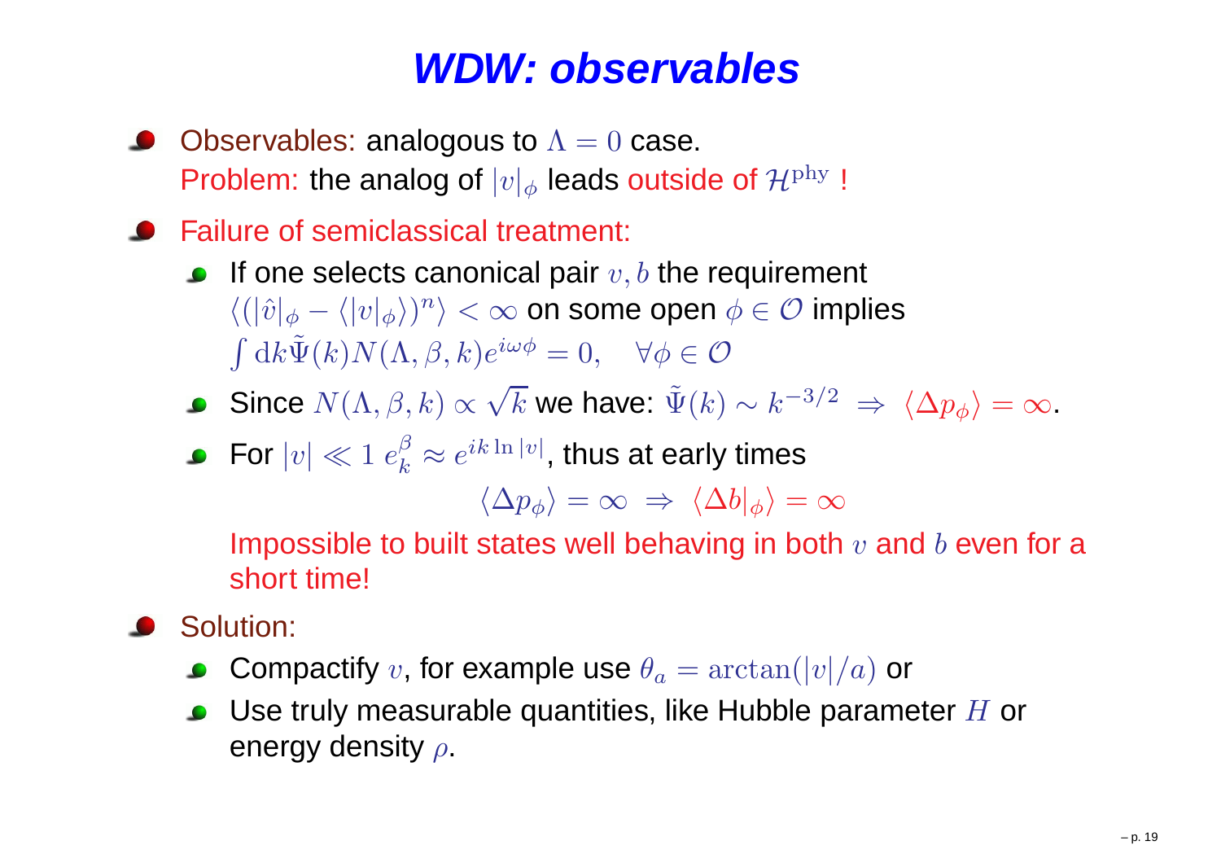# WDW: observables

- Observables: analogous to $\Lambda = 0$ case.
  Problem: the analog of $|v|_\phi$ leads outside of $\mathcal{H}^{\mathrm{phy}}$ !
- Failure of semiclassical treatment:
  - If one selects canonical pair $v, b$ the requirement $\langle (|\hat{v}|_\phi - \langle |v|_\phi \rangle)^n \rangle < \infty$ on some open $\phi \in \mathcal{O}$ implies $\int \mathrm{d}k \tilde{\Psi}(k) N(\Lambda, \beta, k) e^{i\omega\phi} = 0, \quad \forall \phi \in \mathcal{O}$
  - Since $N(\Lambda, \beta, k) \propto \sqrt{k}$ we have: $\tilde{\Psi}(k) \sim k^{-3/2} \;\Rightarrow\; \langle \Delta p_\phi \rangle = \infty$.
  - For $|v| \ll 1$ $e^\beta_k \approx e^{ik \ln |v|}$, thus at early times

    $$\langle \Delta p_\phi \rangle = \infty \;\Rightarrow\; \langle \Delta b|_\phi \rangle = \infty$$

    Impossible to built states well behaving in both $v$ and $b$ even for a short time!
- Solution:
  - Compactify $v$, for example use $\theta_a = \arctan(|v|/a)$ or
  - Use truly measurable quantities, like Hubble parameter $H$ or energy density $\rho$.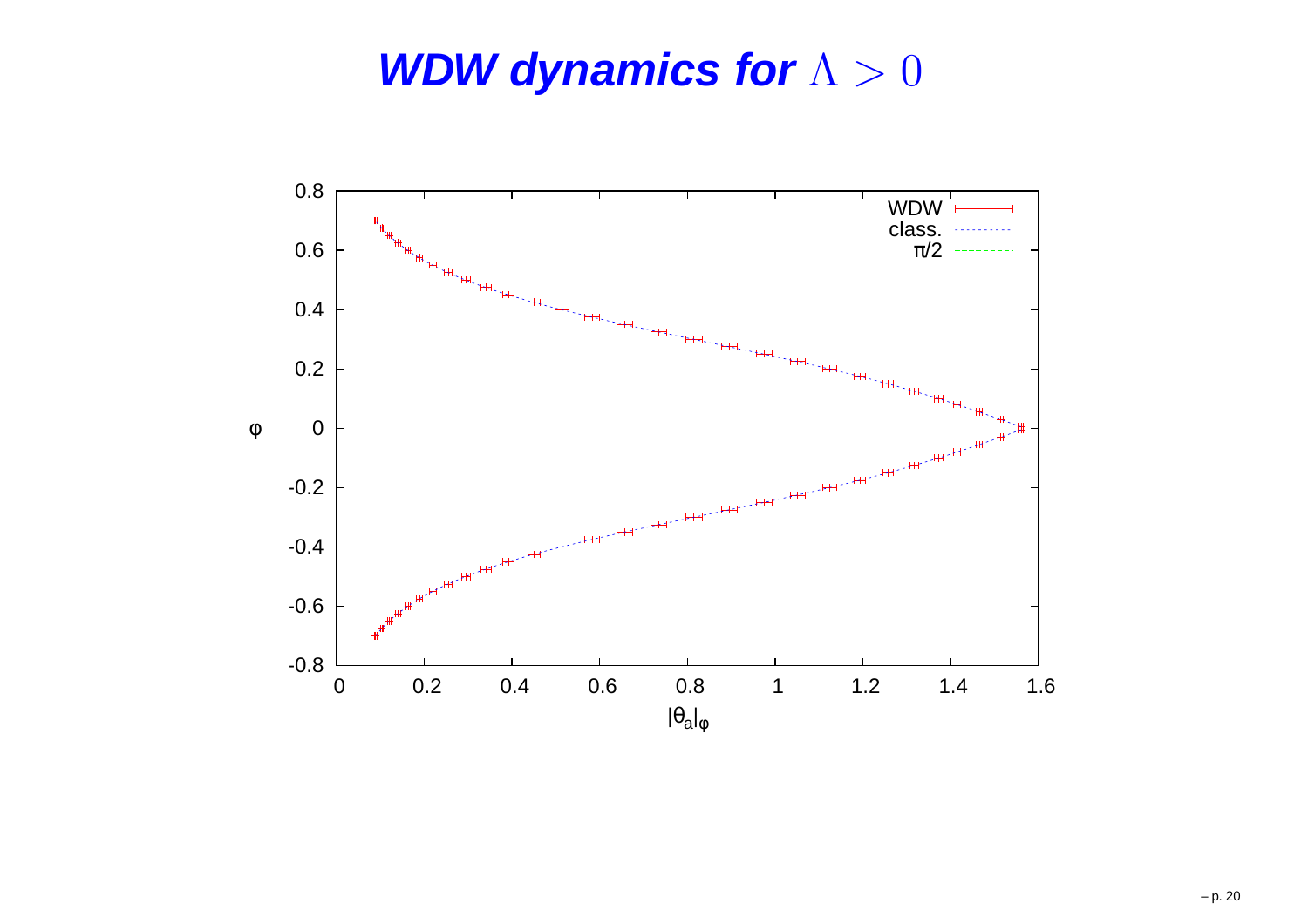# *WDW dynamics for* $\Lambda > 0$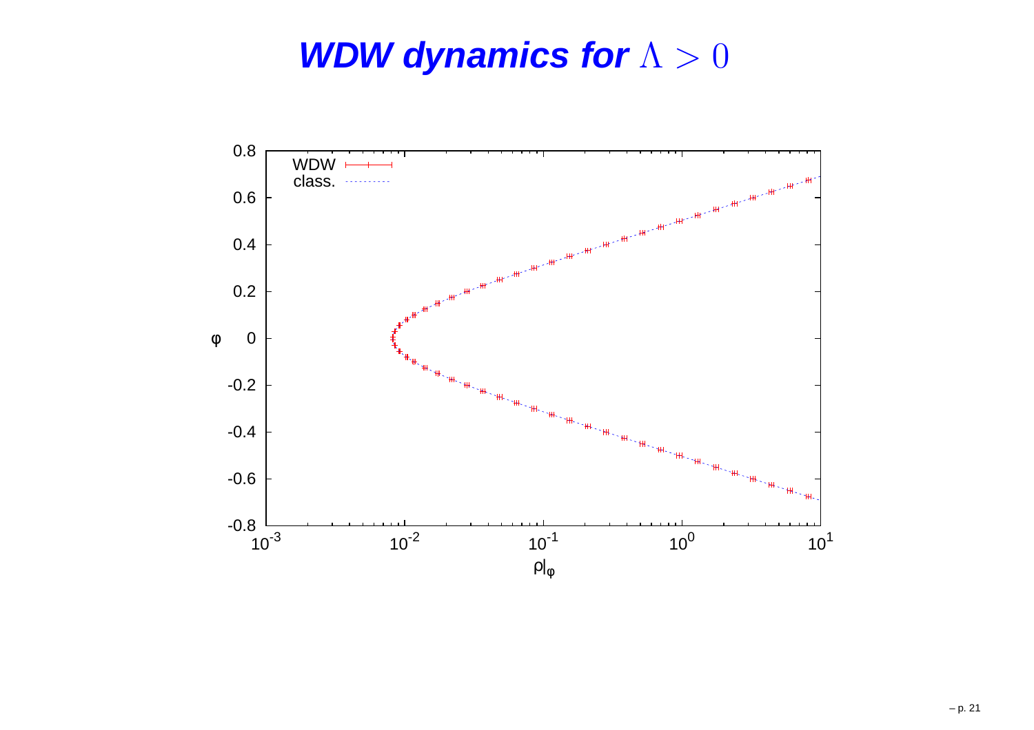# *WDW dynamics for* $\Lambda > 0$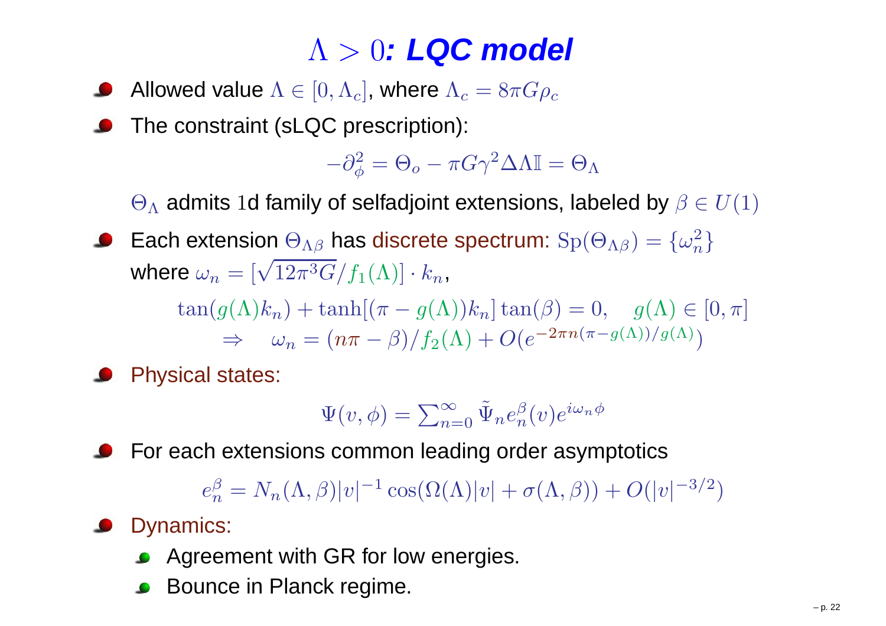# $\Lambda > 0$: *LQC model*

- Allowed value $\Lambda \in [0, \Lambda_c]$, where $\Lambda_c = 8\pi G \rho_c$
- The constraint (sLQC prescription):

$$-\partial_\phi^2 = \Theta_o - \pi G \gamma^2 \Delta \Lambda \mathbb{I} = \Theta_\Lambda$$

  $\Theta_\Lambda$ admits 1d family of selfadjoint extensions, labeled by $\beta \in U(1)$

- Each extension $\Theta_{\Lambda\beta}$ has discrete spectrum: $\mathrm{Sp}(\Theta_{\Lambda\beta}) = \{\omega_n^2\}$ where $\omega_n = [\sqrt{12\pi^3 G}/f_1(\Lambda)] \cdot k_n$,

$$\tan(g(\Lambda)k_n) + \tanh[(\pi - g(\Lambda))k_n]\tan(\beta) = 0, \quad g(\Lambda) \in [0, \pi]$$
$$\Rightarrow \quad \omega_n = (n\pi - \beta)/f_2(\Lambda) + O(e^{-2\pi n(\pi - g(\Lambda))/g(\Lambda)})$$

- Physical states:

$$\Psi(v, \phi) = \sum_{n=0}^{\infty} \tilde{\Psi}_n e_n^\beta(v) e^{i\omega_n \phi}$$

- For each extensions common leading order asymptotics

$$e_n^\beta = N_n(\Lambda, \beta)|v|^{-1}\cos(\Omega(\Lambda)|v| + \sigma(\Lambda, \beta)) + O(|v|^{-3/2})$$

- Dynamics:
  - Agreement with GR for low energies.
  - Bounce in Planck regime.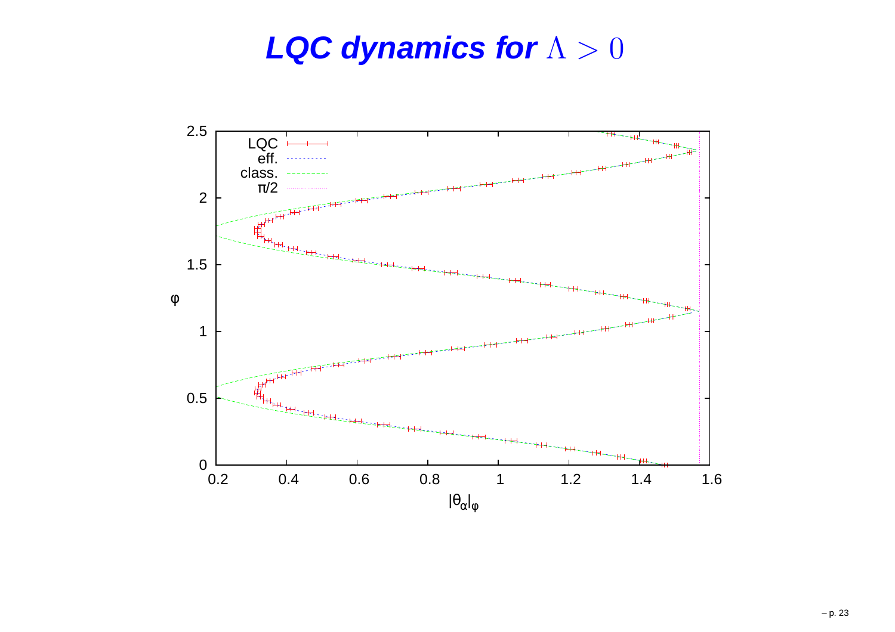# *LQC dynamics for* $\Lambda > 0$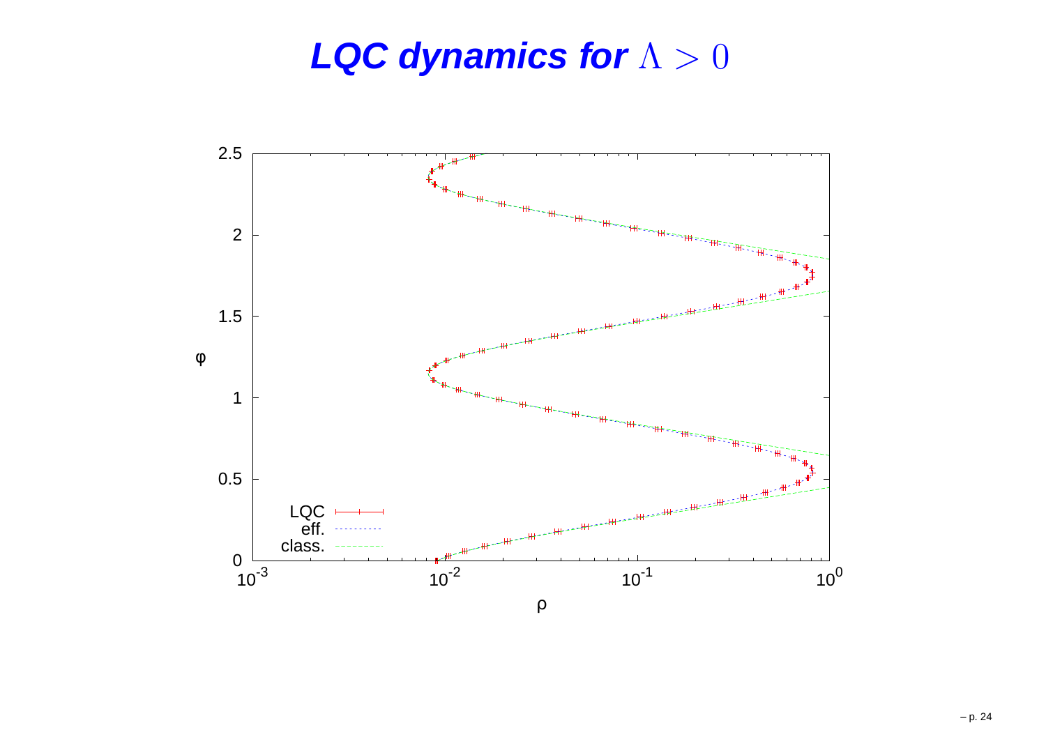# *LQC dynamics for* $\Lambda > 0$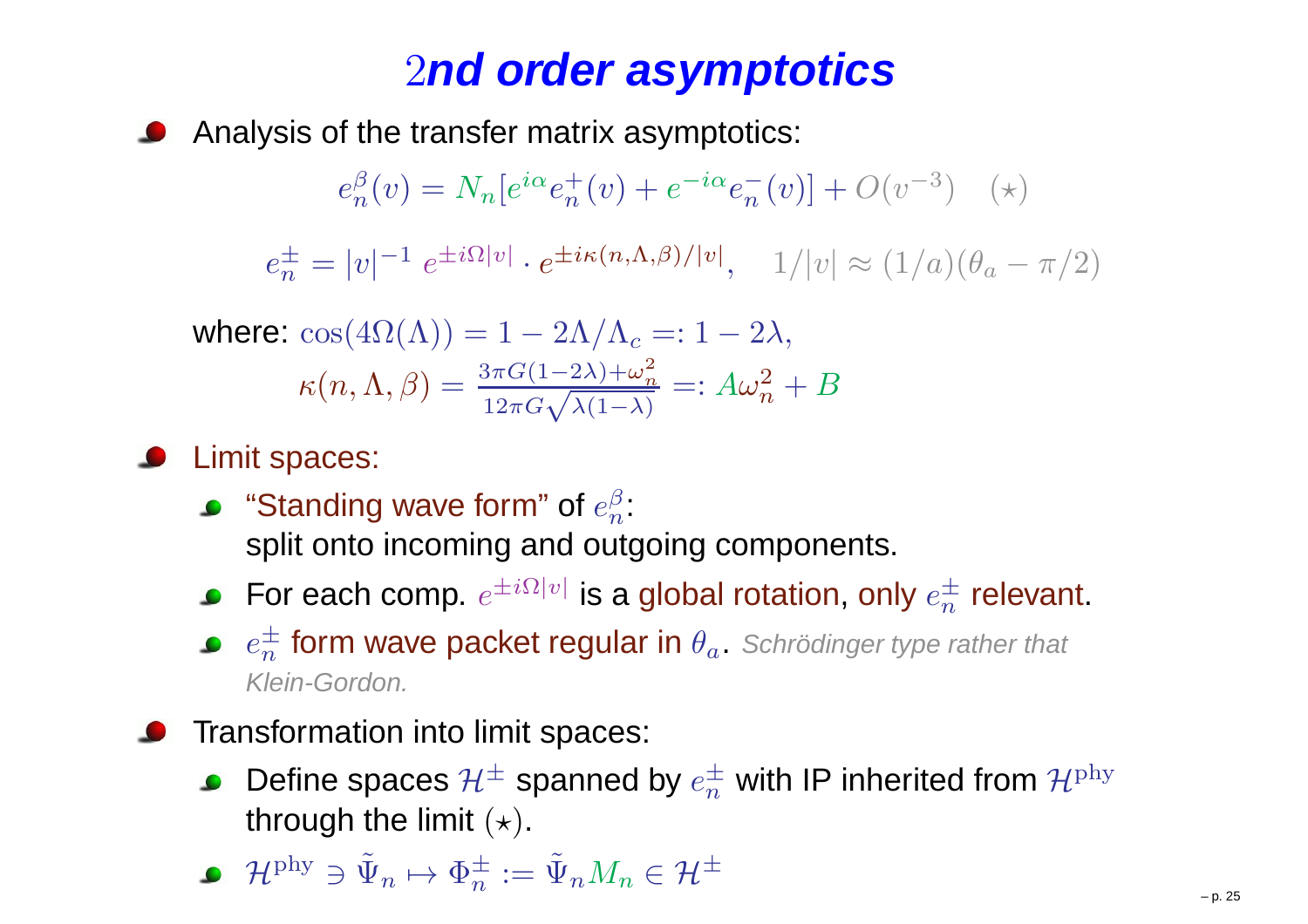# $2$nd order asymptotics

- Analysis of the transfer matrix asymptotics:

$$e_n^\beta(v) = N_n[e^{i\alpha} e_n^+(v) + e^{-i\alpha} e_n^-(v)] + O(v^{-3}) \quad (\star)$$

$$e_n^\pm = |v|^{-1}\, e^{\pm i\Omega|v|} \cdot e^{\pm i\kappa(n,\Lambda,\beta)/|v|}, \quad 1/|v| \approx (1/a)(\theta_a - \pi/2)$$

where: $\cos(4\Omega(\Lambda)) = 1 - 2\Lambda/\Lambda_c =: 1 - 2\lambda$,

$$\kappa(n,\Lambda,\beta) = \frac{3\pi G(1-2\lambda) + \omega_n^2}{12\pi G\sqrt{\lambda(1-\lambda)}} =: A\omega_n^2 + B$$

- Limit spaces:
  - "Standing wave form" of $e_n^\beta$: split onto incoming and outgoing components.
  - For each comp. $e^{\pm i\Omega|v|}$ is a global rotation, only $e_n^\pm$ relevant.
  - $e_n^\pm$ form wave packet regular in $\theta_a$. *Schrödinger type rather that Klein-Gordon.*

- Transformation into limit spaces:
  - Define spaces $\mathcal{H}^\pm$ spanned by $e_n^\pm$ with IP inherited from $\mathcal{H}^{\rm phy}$ through the limit $(\star)$.
  - $\mathcal{H}^{\rm phy} \ni \tilde{\Psi}_n \mapsto \Phi_n^\pm := \tilde{\Psi}_n M_n \in \mathcal{H}^\pm$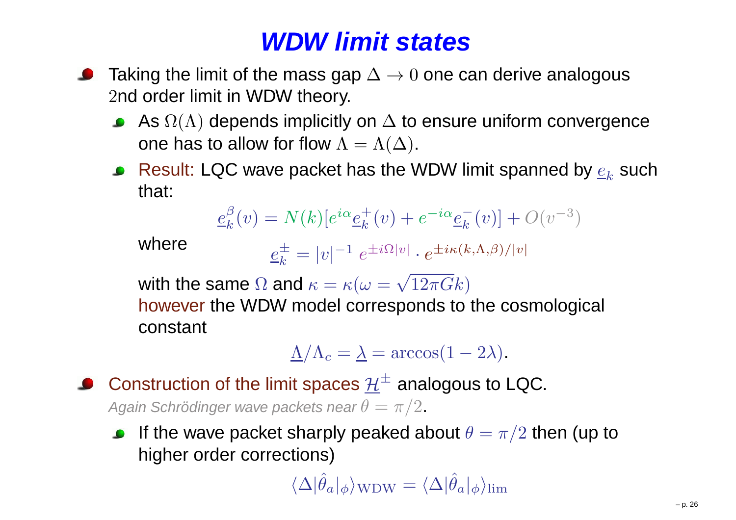# WDW limit states

- Taking the limit of the mass gap $\Delta \to 0$ one can derive analogous $2$nd order limit in WDW theory.
  - As $\Omega(\Lambda)$ depends implicitly on $\Delta$ to ensure uniform convergence one has to allow for flow $\Lambda = \Lambda(\Delta)$.
  - Result: LQC wave packet has the WDW limit spanned by $\underline{e}_k$ such that:

    $$\underline{e}^{\beta}_k(v) = N(k)[e^{i\alpha}\underline{e}^{+}_k(v) + e^{-i\alpha}\underline{e}^{-}_k(v)] + O(v^{-3})$$

    where
    $$\underline{e}^{\pm}_k = |v|^{-1}\, e^{\pm i\Omega|v|} \cdot e^{\pm i\kappa(k,\Lambda,\beta)/|v|}$$

    with the same $\Omega$ and $\kappa = \kappa(\omega = \sqrt{12\pi G}k)$
    however the WDW model corresponds to the cosmological constant

    $$\underline{\Lambda}/\Lambda_c = \underline{\lambda} = \arccos(1 - 2\lambda).$$

- Construction of the limit spaces $\underline{\mathcal{H}}^{\pm}$ analogous to LQC.
  *Again Schrödinger wave packets near $\theta = \pi/2$.*
  - If the wave packet sharply peaked about $\theta = \pi/2$ then (up to higher order corrections)

    $$\langle \Delta|\hat{\theta}_a|_{\phi}\rangle_{\mathrm{WDW}} = \langle \Delta|\hat{\theta}_a|_{\phi}\rangle_{\lim}$$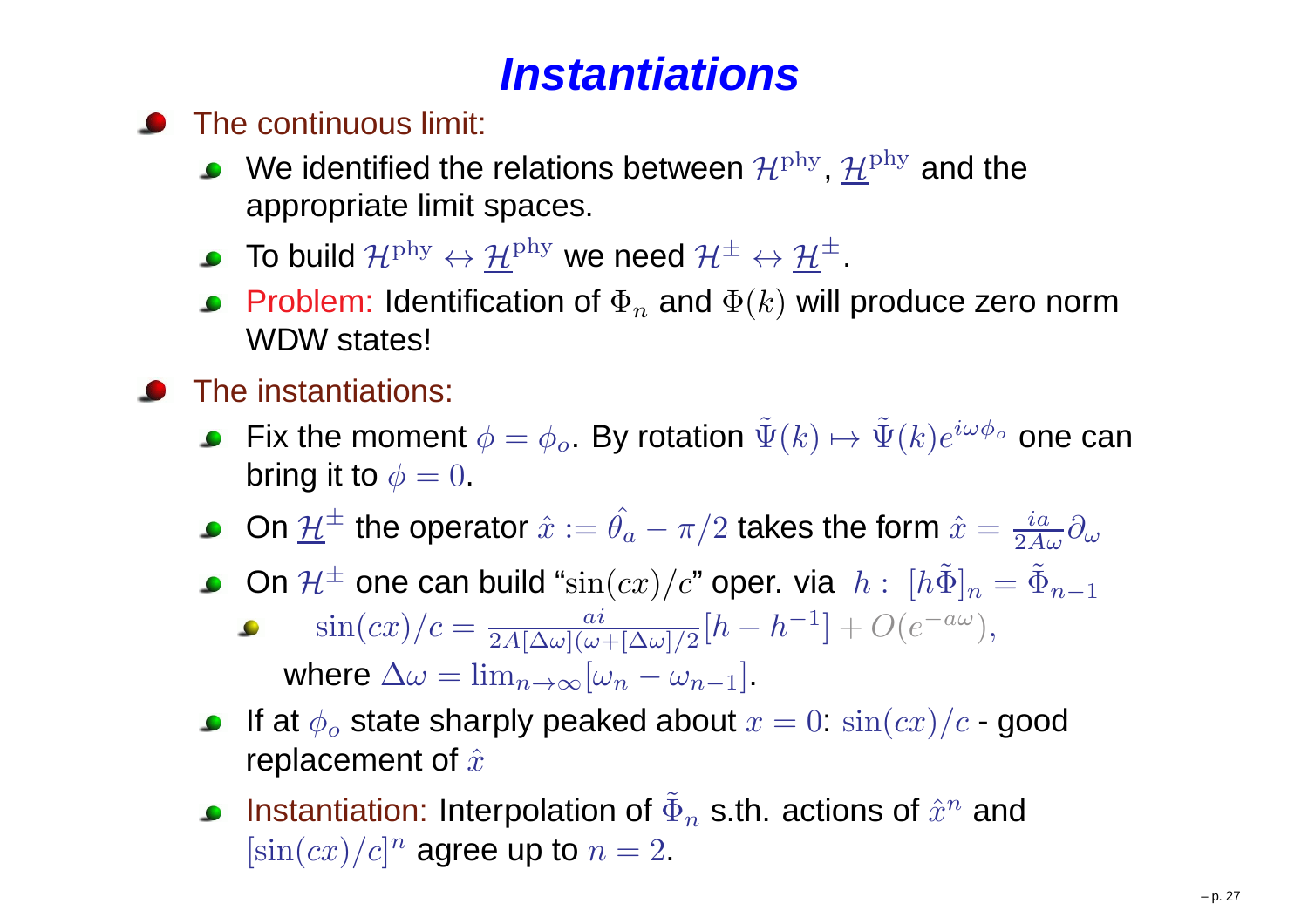# Instantiations

- The continuous limit:
  - We identified the relations between $\mathcal{H}^{\rm phy}$, $\underline{\mathcal{H}}^{\rm phy}$ and the appropriate limit spaces.
  - To build $\mathcal{H}^{\rm phy} \leftrightarrow \underline{\mathcal{H}}^{\rm phy}$ we need $\mathcal{H}^{\pm} \leftrightarrow \underline{\mathcal{H}}^{\pm}$.
  - Problem: Identification of $\Phi_n$ and $\Phi(k)$ will produce zero norm WDW states!
- The instantiations:
  - Fix the moment $\phi = \phi_o$. By rotation $\tilde{\Psi}(k) \mapsto \tilde{\Psi}(k) e^{i\omega\phi_o}$ one can bring it to $\phi = 0$.
  - On $\underline{\mathcal{H}}^{\pm}$ the operator $\hat{x} := \hat{\theta_a} - \pi/2$ takes the form $\hat{x} = \frac{ia}{2A\omega}\partial_\omega$
  - On $\mathcal{H}^{\pm}$ one can build "$\sin(cx)/c$" oper. via $h: \ [h\tilde{\Phi}]_n = \tilde{\Phi}_{n-1}$
    - $\sin(cx)/c = \frac{ai}{2A[\Delta\omega](\omega+[\Delta\omega]/2}[h - h^{-1}] + O(e^{-a\omega})$,
      where $\Delta\omega = \lim_{n\to\infty}[\omega_n - \omega_{n-1}]$.
  - If at $\phi_o$ state sharply peaked about $x = 0$: $\sin(cx)/c$ - good replacement of $\hat{x}$
  - Instantiation: Interpolation of $\tilde{\Phi}_n$ s.th. actions of $\hat{x}^n$ and $[\sin(cx)/c]^n$ agree up to $n = 2$.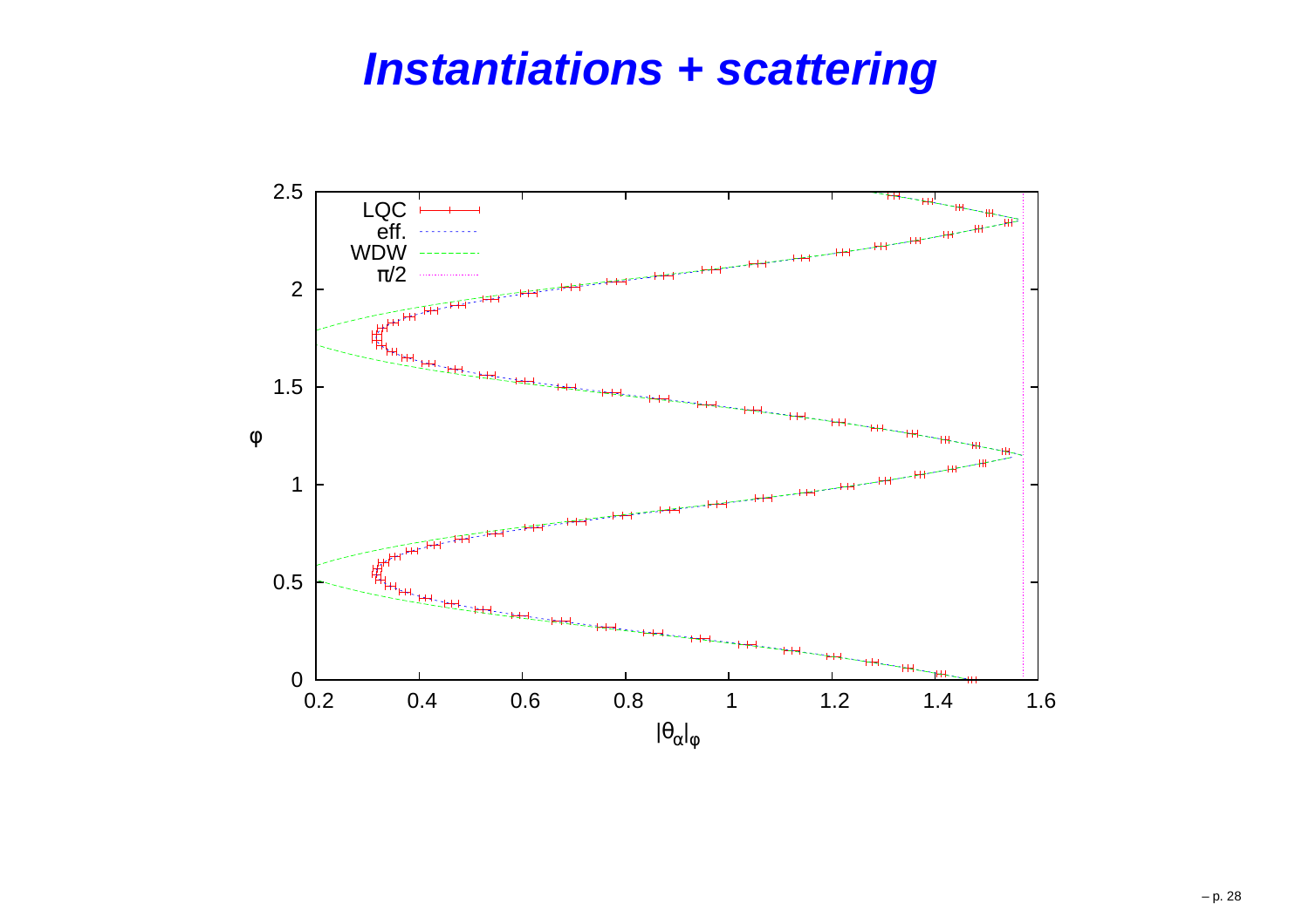# *Instantiations + scattering*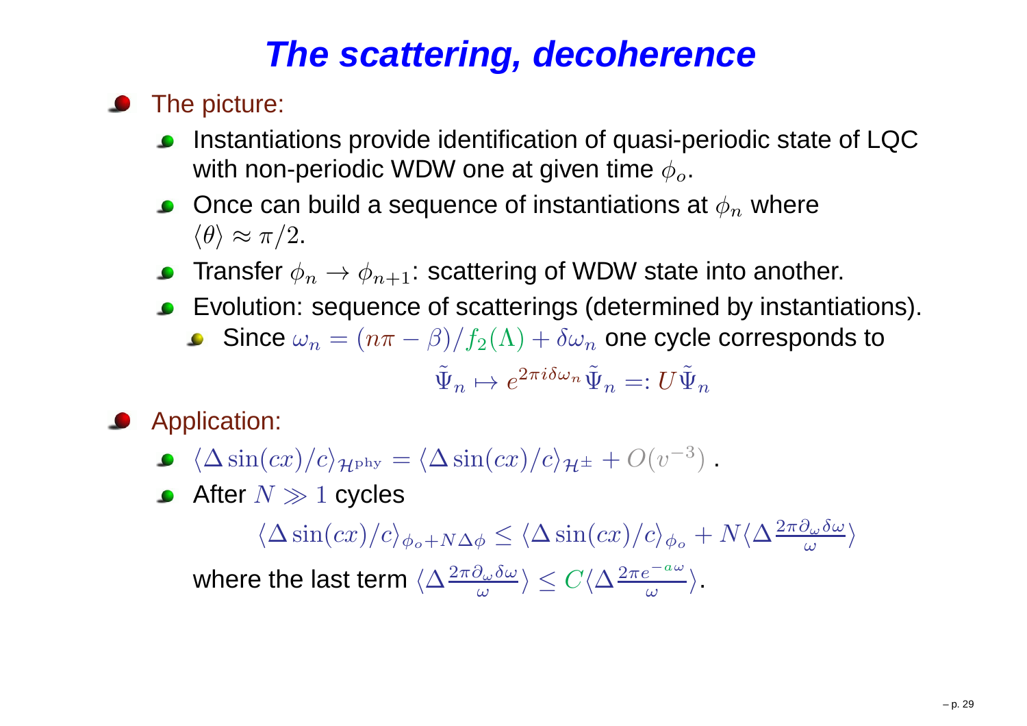# The scattering, decoherence

- The picture:
  - Instantiations provide identification of quasi-periodic state of LQC with non-periodic WDW one at given time $\phi_o$.
  - Once can build a sequence of instantiations at $\phi_n$ where $\langle\theta\rangle \approx \pi/2$.
  - Transfer $\phi_n \to \phi_{n+1}$: scattering of WDW state into another.
  - Evolution: sequence of scatterings (determined by instantiations).
    - Since $\omega_n = (n\pi - \beta)/f_2(\Lambda) + \delta\omega_n$ one cycle corresponds to

$$\tilde{\Psi}_n \mapsto e^{2\pi i \delta\omega_n} \tilde{\Psi}_n =: U \tilde{\Psi}_n$$

- Application:
  - $\langle \Delta \sin(cx)/c \rangle_{\mathcal{H}^{\rm phy}} = \langle \Delta \sin(cx)/c \rangle_{\mathcal{H}^{\pm}} + O(v^{-3})$ .
  - After $N \gg 1$ cycles

$$\langle \Delta \sin(cx)/c \rangle_{\phi_o + N\Delta\phi} \leq \langle \Delta \sin(cx)/c \rangle_{\phi_o} + N \langle \Delta \frac{2\pi \partial_\omega \delta\omega}{\omega} \rangle$$

  where the last term $\langle \Delta \frac{2\pi \partial_\omega \delta\omega}{\omega} \rangle \leq C \langle \Delta \frac{2\pi e^{-a\omega}}{\omega} \rangle$.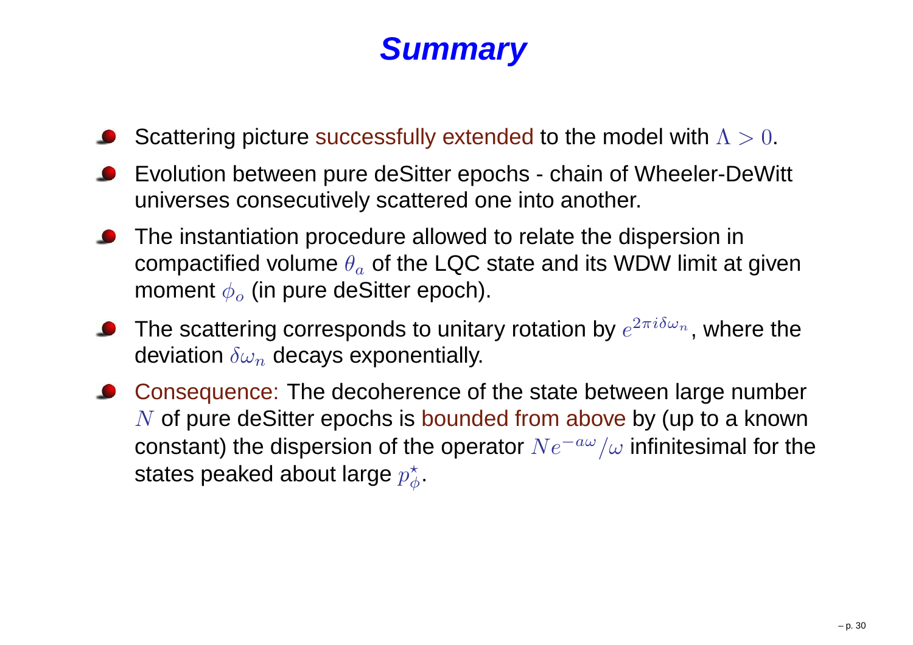# *Summary*

- Scattering picture successfully extended to the model with $\Lambda > 0$.
- Evolution between pure deSitter epochs - chain of Wheeler-DeWitt universes consecutively scattered one into another.
- The instantiation procedure allowed to relate the dispersion in compactified volume $\theta_a$ of the LQC state and its WDW limit at given moment $\phi_o$ (in pure deSitter epoch).
- The scattering corresponds to unitary rotation by $e^{2\pi i \delta\omega_n}$, where the deviation $\delta\omega_n$ decays exponentially.
- Consequence: The decoherence of the state between large number $N$ of pure deSitter epochs is bounded from above by (up to a known constant) the dispersion of the operator $Ne^{-a\omega}/\omega$ infinitesimal for the states peaked about large $p_\phi^\star$.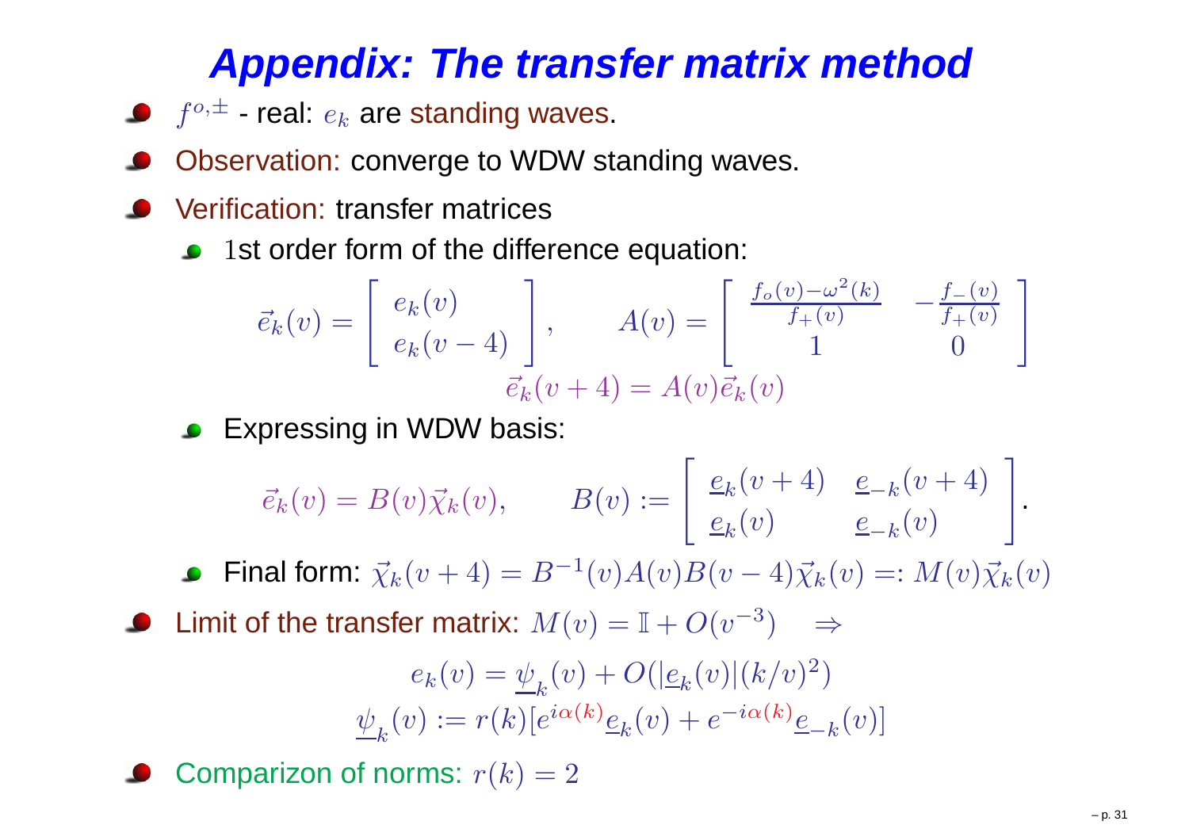# Appendix: The transfer matrix method

- $f^{o,\pm}$ - real: $e_k$ are standing waves.
- Observation: converge to WDW standing waves.
- Verification: transfer matrices
  - $1$st order form of the difference equation:

$$\vec{e}_k(v) = \begin{bmatrix} e_k(v) \\ e_k(v-4) \end{bmatrix}, \qquad A(v) = \begin{bmatrix} \frac{f_o(v)-\omega^2(k)}{f_+(v)} & -\frac{f_-(v)}{f_+(v)} \\ 1 & 0 \end{bmatrix}$$

$$\vec{e}_k(v+4) = A(v)\vec{e}_k(v)$$

  - Expressing in WDW basis:

$$\vec{e}_k(v) = B(v)\vec{\chi}_k(v), \qquad B(v) := \begin{bmatrix} \underline{e}_k(v+4) & \underline{e}_{-k}(v+4) \\ \underline{e}_k(v) & \underline{e}_{-k}(v) \end{bmatrix}.$$

  - Final form: $\vec{\chi}_k(v+4) = B^{-1}(v)A(v)B(v-4)\vec{\chi}_k(v) =: M(v)\vec{\chi}_k(v)$
- Limit of the transfer matrix: $M(v) = \mathbb{I} + O(v^{-3}) \quad \Rightarrow$

$$e_k(v) = \underline{\psi}_k(v) + O(|\underline{e}_k(v)|(k/v)^2)$$

$$\underline{\psi}_k(v) := r(k)[e^{i\alpha(k)}\underline{e}_k(v) + e^{-i\alpha(k)}\underline{e}_{-k}(v)]$$

- Comparizon of norms: $r(k) = 2$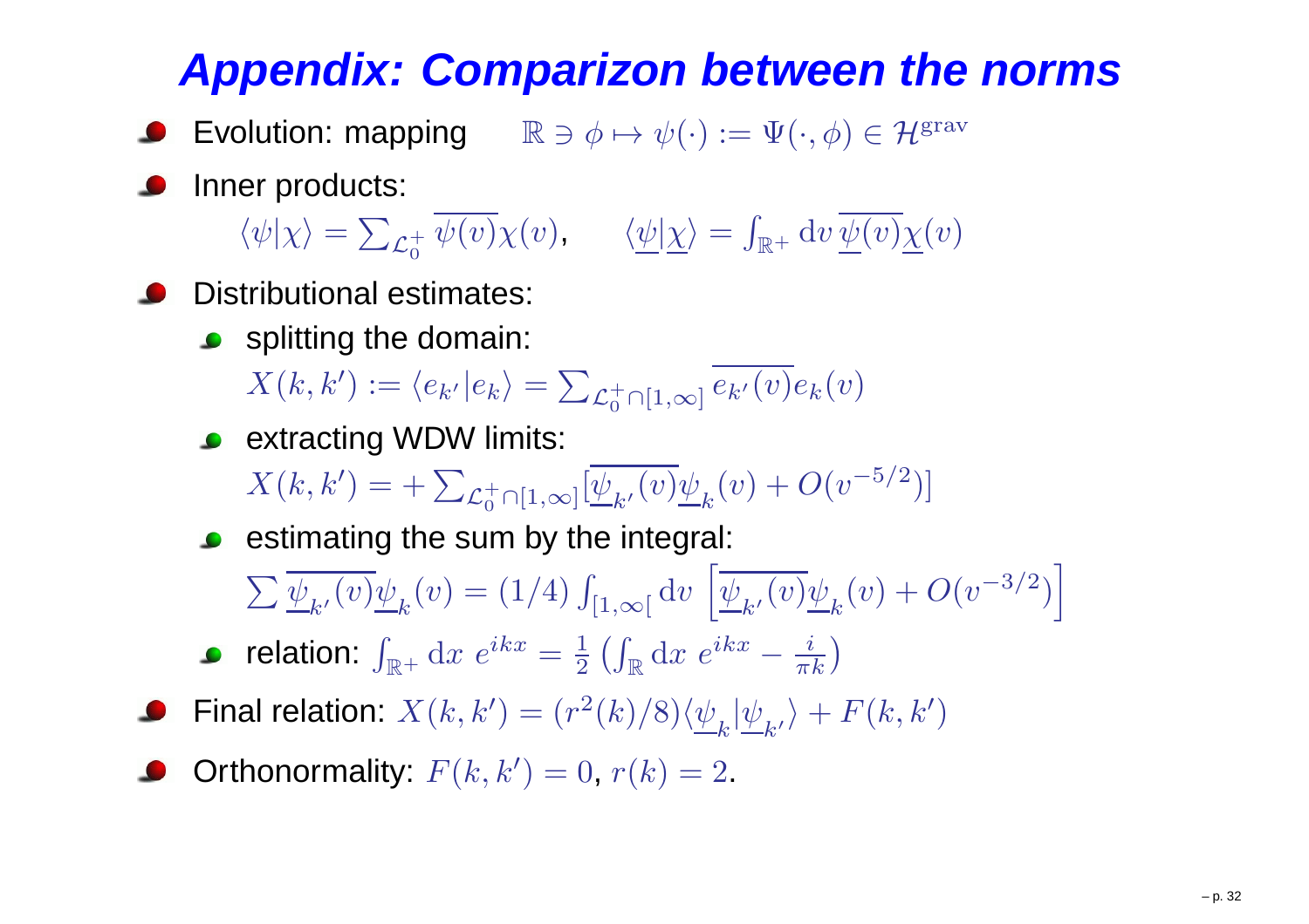# Appendix: Comparizon between the norms

- Evolution: mapping $\mathbb{R} \ni \phi \mapsto \psi(\cdot) := \Psi(\cdot, \phi) \in \mathcal{H}^{\rm grav}$
- Inner products:

  $\langle \psi | \chi \rangle = \sum_{\mathcal{L}_0^+} \overline{\psi(v)} \chi(v)$, $\quad \langle \underline{\psi} | \underline{\chi} \rangle = \int_{\mathbb{R}^+} {\rm d}v \, \overline{\underline{\psi}(v)} \underline{\chi}(v)$

- Distributional estimates:
  - splitting the domain:

    $X(k, k') := \langle e_{k'} | e_k \rangle = \sum_{\mathcal{L}_0^+ \cap [1, \infty]} \overline{e_{k'}(v)} e_k(v)$

  - extracting WDW limits:

    $X(k, k') = + \sum_{\mathcal{L}_0^+ \cap [1, \infty]} [\overline{\underline{\psi}_{k'}(v)} \underline{\psi}_k(v) + O(v^{-5/2})]$

  - estimating the sum by the integral:

    $\sum \overline{\underline{\psi}_{k'}(v)} \underline{\psi}_k(v) = (1/4) \int_{[1, \infty[} {\rm d}v \, \left[ \overline{\underline{\psi}_{k'}(v)} \underline{\psi}_k(v) + O(v^{-3/2}) \right]$

  - relation: $\int_{\mathbb{R}^+} {\rm d}x \; e^{ikx} = \frac{1}{2} \left( \int_{\mathbb{R}} {\rm d}x \; e^{ikx} - \frac{i}{\pi k} \right)$

- Final relation: $X(k, k') = (r^2(k)/8) \langle \underline{\psi}_k | \underline{\psi}_{k'} \rangle + F(k, k')$
- Orthonormality: $F(k, k') = 0$, $r(k) = 2$.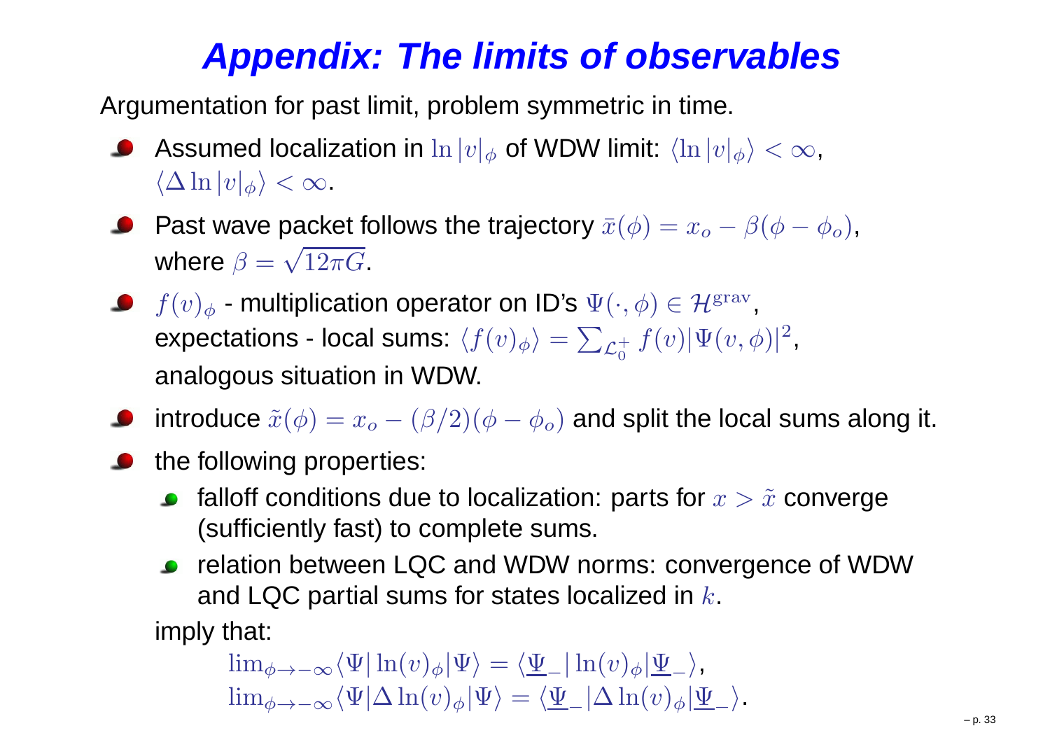# Appendix: The limits of observables

Argumentation for past limit, problem symmetric in time.

- Assumed localization in $\ln|v|_\phi$ of WDW limit: $\langle \ln|v|_\phi \rangle < \infty$, $\langle \Delta \ln|v|_\phi \rangle < \infty$.
- Past wave packet follows the trajectory $\bar{x}(\phi) = x_o - \beta(\phi - \phi_o)$, where $\beta = \sqrt{12\pi G}$.
- $f(v)_\phi$ - multiplication operator on ID's $\Psi(\cdot, \phi) \in \mathcal{H}^{\rm grav}$, expectations - local sums: $\langle f(v)_\phi \rangle = \sum_{\mathcal{L}_0^+} f(v)|\Psi(v,\phi)|^2$, analogous situation in WDW.
- introduce $\tilde{x}(\phi) = x_o - (\beta/2)(\phi - \phi_o)$ and split the local sums along it.
- the following properties:
  - falloff conditions due to localization: parts for $x > \tilde{x}$ converge (sufficiently fast) to complete sums.
  - relation between LQC and WDW norms: convergence of WDW and LQC partial sums for states localized in $k$.

  imply that:

$$\lim_{\phi\to-\infty} \langle \Psi | \ln(v)_\phi | \Psi \rangle = \langle \underline{\Psi}_- | \ln(v)_\phi | \underline{\Psi}_- \rangle,$$
$$\lim_{\phi\to-\infty} \langle \Psi | \Delta \ln(v)_\phi | \Psi \rangle = \langle \underline{\Psi}_- | \Delta \ln(v)_\phi | \underline{\Psi}_- \rangle.$$